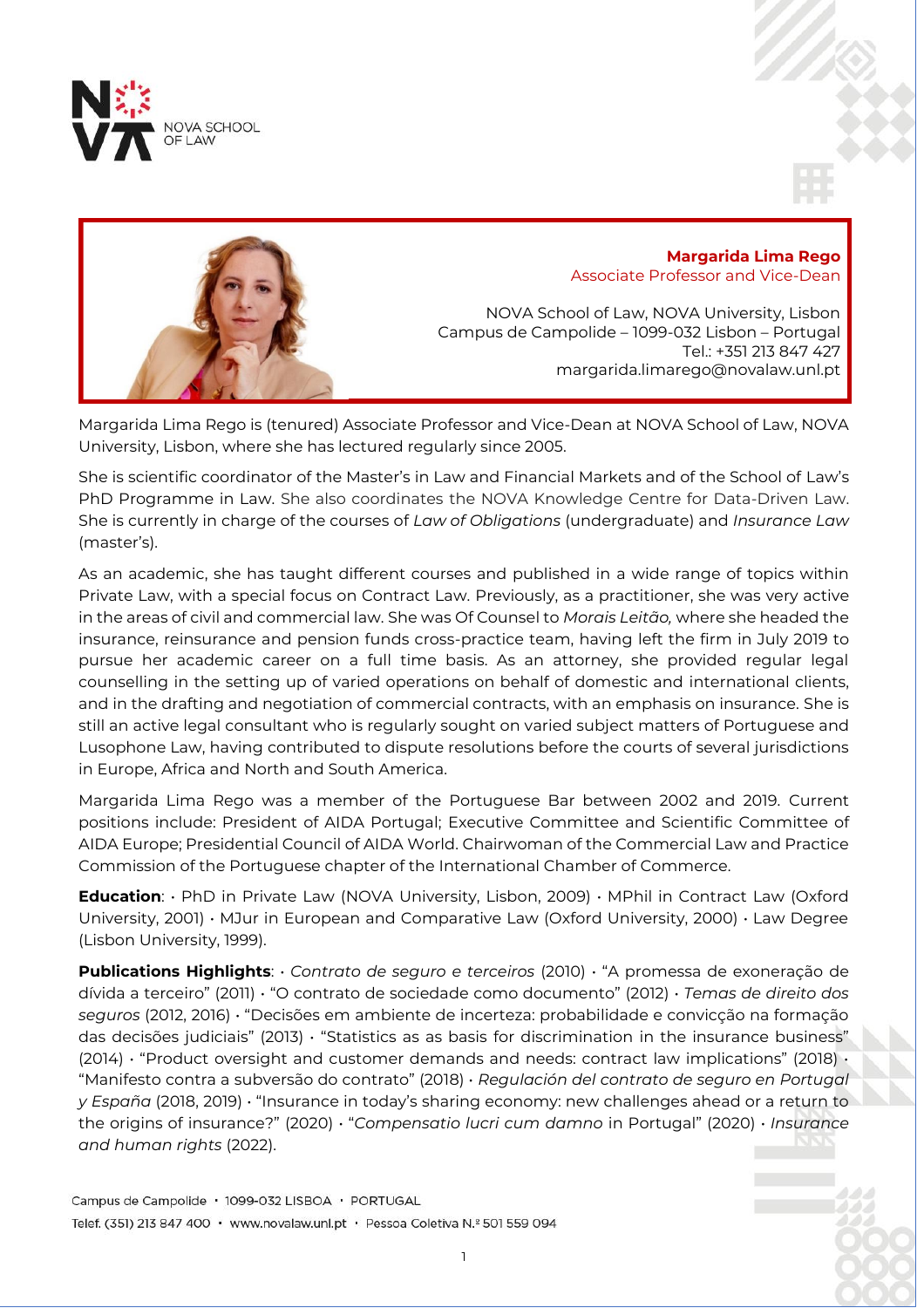NOVA SCHOOL OF LAW

**Margarida Lima Rego**
Associate Professor and Vice-Dean

NOVA School of Law, NOVA University, Lisbon
Campus de Campolide – 1099-032 Lisbon – Portugal
Tel.: +351 213 847 427
margarida.limarego@novalaw.unl.pt

Margarida Lima Rego is (tenured) Associate Professor and Vice-Dean at NOVA School of Law, NOVA University, Lisbon, where she has lectured regularly since 2005.

She is scientific coordinator of the Master's in Law and Financial Markets and of the School of Law's PhD Programme in Law. She also coordinates the NOVA Knowledge Centre for Data-Driven Law. She is currently in charge of the courses of *Law of Obligations* (undergraduate) and *Insurance Law* (master's).

As an academic, she has taught different courses and published in a wide range of topics within Private Law, with a special focus on Contract Law. Previously, as a practitioner, she was very active in the areas of civil and commercial law. She was Of Counsel to *Morais Leitão,* where she headed the insurance, reinsurance and pension funds cross-practice team, having left the firm in July 2019 to pursue her academic career on a full time basis. As an attorney, she provided regular legal counselling in the setting up of varied operations on behalf of domestic and international clients, and in the drafting and negotiation of commercial contracts, with an emphasis on insurance. She is still an active legal consultant who is regularly sought on varied subject matters of Portuguese and Lusophone Law, having contributed to dispute resolutions before the courts of several jurisdictions in Europe, Africa and North and South America.

Margarida Lima Rego was a member of the Portuguese Bar between 2002 and 2019. Current positions include: President of AIDA Portugal; Executive Committee and Scientific Committee of AIDA Europe; Presidential Council of AIDA World. Chairwoman of the Commercial Law and Practice Commission of the Portuguese chapter of the International Chamber of Commerce.

**Education**: • PhD in Private Law (NOVA University, Lisbon, 2009) • MPhil in Contract Law (Oxford University, 2001) • MJur in European and Comparative Law (Oxford University, 2000) • Law Degree (Lisbon University, 1999).

**Publications Highlights**: • *Contrato de seguro e terceiros* (2010) • "A promessa de exoneração de dívida a terceiro" (2011) • "O contrato de sociedade como documento" (2012) • *Temas de direito dos seguros* (2012, 2016) • "Decisões em ambiente de incerteza: probabilidade e convicção na formação das decisões judiciais" (2013) • "Statistics as as basis for discrimination in the insurance business" (2014) • "Product oversight and customer demands and needs: contract law implications" (2018) • "Manifesto contra a subversão do contrato" (2018) • *Regulación del contrato de seguro en Portugal y España* (2018, 2019) • "Insurance in today's sharing economy: new challenges ahead or a return to the origins of insurance?" (2020) • "*Compensatio lucri cum damno* in Portugal" (2020) • *Insurance and human rights* (2022).

Campus de Campolide • 1099-032 LISBOA • PORTUGAL
Telef. (351) 213 847 400 • www.novalaw.unl.pt • Pessoa Coletiva N.º 501 559 094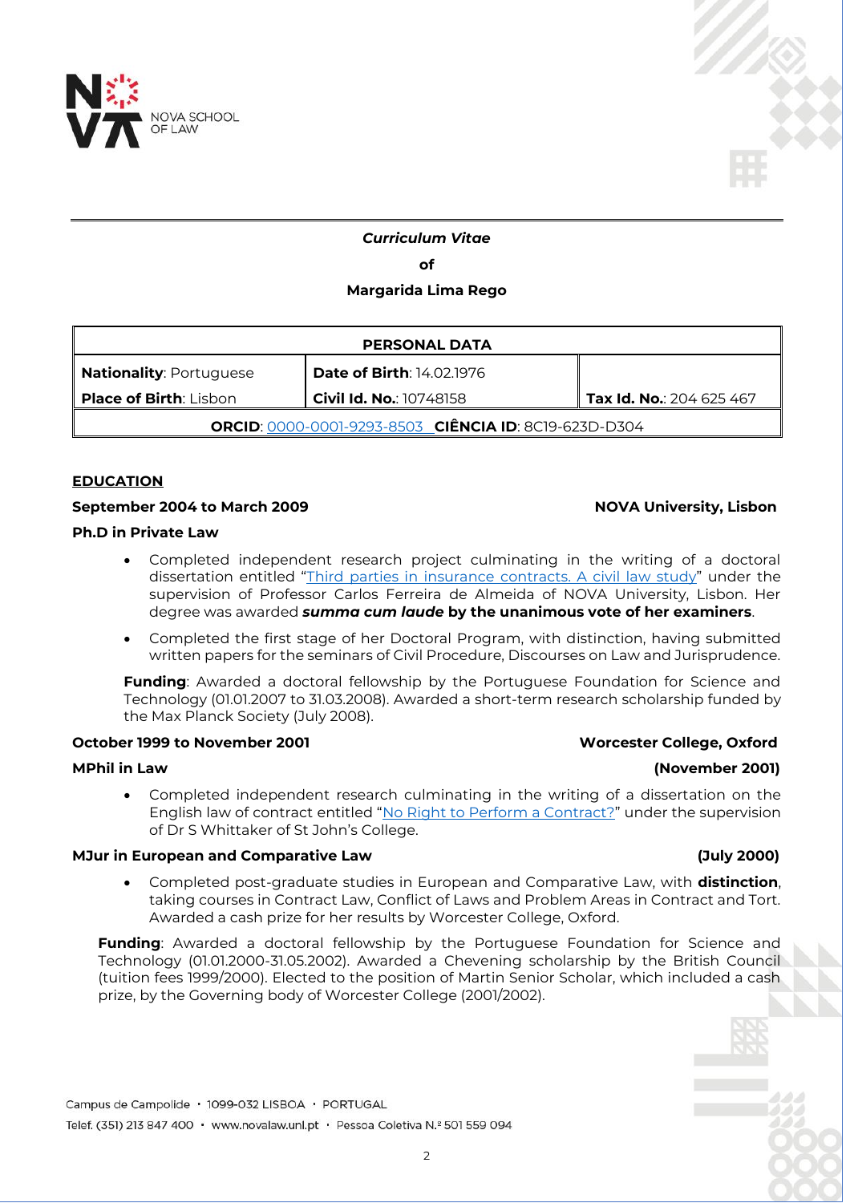***Curriculum Vitae***

**of**

**Margarida Lima Rego**

| **PERSONAL DATA** | | |
|---|---|---|
| **Nationality**: Portuguese<br>**Place of Birth**: Lisbon | **Date of Birth**: 14.02.1976<br>**Civil Id. No.**: 10748158 | **Tax Id. No.**: 204 625 467 |
| **ORCID**: 0000-0001-9293-8503 **CIÊNCIA ID**: 8C19-623D-D304 | | |

## EDUCATION

**September 2004 to March 2009** **NOVA University, Lisbon**

**Ph.D in Private Law**

- Completed independent research project culminating in the writing of a doctoral dissertation entitled "Third parties in insurance contracts. A civil law study" under the supervision of Professor Carlos Ferreira de Almeida of NOVA University, Lisbon. Her degree was awarded ***summa cum laude* by the unanimous vote of her examiners**.
- Completed the first stage of her Doctoral Program, with distinction, having submitted written papers for the seminars of Civil Procedure, Discourses on Law and Jurisprudence.

**Funding**: Awarded a doctoral fellowship by the Portuguese Foundation for Science and Technology (01.01.2007 to 31.03.2008). Awarded a short-term research scholarship funded by the Max Planck Society (July 2008).

**October 1999 to November 2001** **Worcester College, Oxford**

**MPhil in Law** **(November 2001)**

- Completed independent research culminating in the writing of a dissertation on the English law of contract entitled "No Right to Perform a Contract?" under the supervision of Dr S Whittaker of St John's College.

**MJur in European and Comparative Law** **(July 2000)**

- Completed post-graduate studies in European and Comparative Law, with **distinction**, taking courses in Contract Law, Conflict of Laws and Problem Areas in Contract and Tort. Awarded a cash prize for her results by Worcester College, Oxford.

**Funding**: Awarded a doctoral fellowship by the Portuguese Foundation for Science and Technology (01.01.2000-31.05.2002). Awarded a Chevening scholarship by the British Council (tuition fees 1999/2000). Elected to the position of Martin Senior Scholar, which included a cash prize, by the Governing body of Worcester College (2001/2002).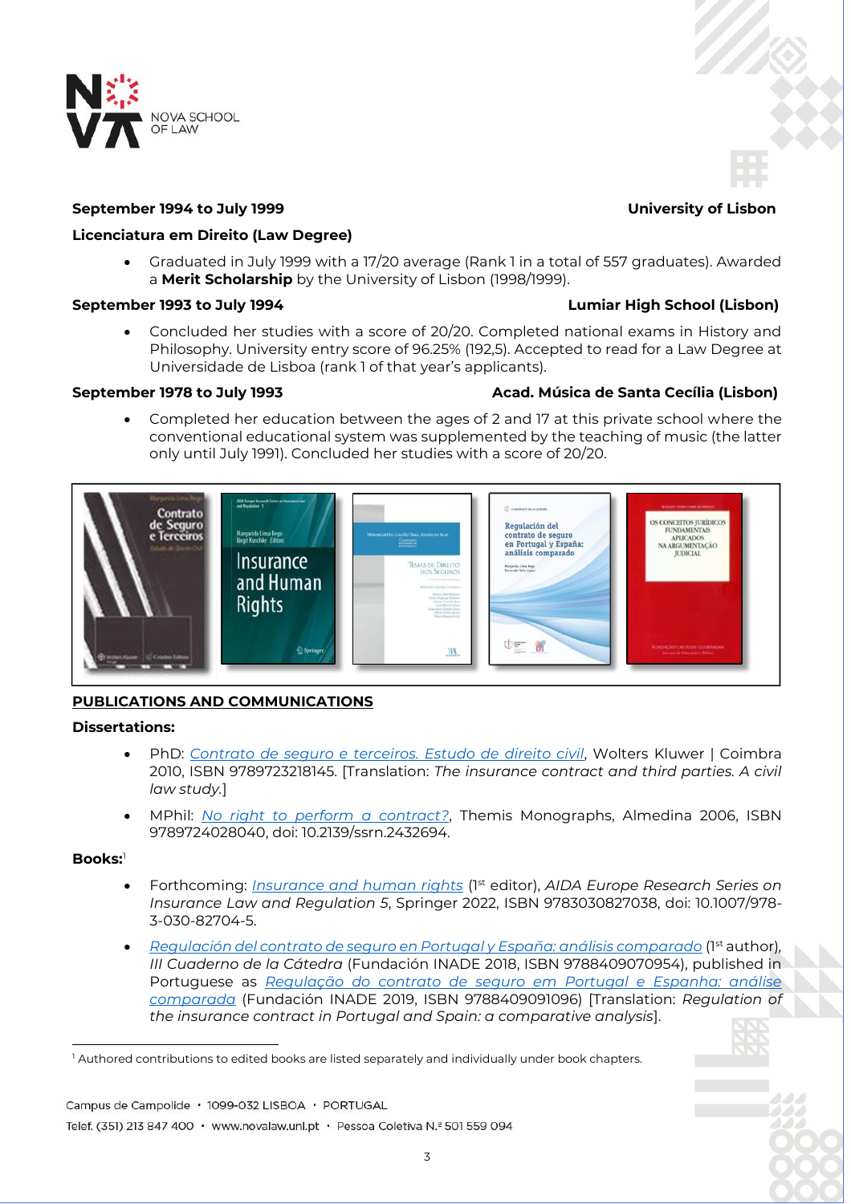**September 1994 to July 1999** **University of Lisbon**

**Licenciatura em Direito (Law Degree)**

- Graduated in July 1999 with a 17/20 average (Rank 1 in a total of 557 graduates). Awarded a **Merit Scholarship** by the University of Lisbon (1998/1999).

**September 1993 to July 1994** **Lumiar High School (Lisbon)**

- Concluded her studies with a score of 20/20. Completed national exams in History and Philosophy. University entry score of 96.25% (192,5). Accepted to read for a Law Degree at Universidade de Lisboa (rank 1 of that year's applicants).

**September 1978 to July 1993** **Acad. Música de Santa Cecília (Lisbon)**

- Completed her education between the ages of 2 and 17 at this private school where the conventional educational system was supplemented by the teaching of music (the latter only until July 1991). Concluded her studies with a score of 20/20.

## PUBLICATIONS AND COMMUNICATIONS

**Dissertations:**

- PhD: Contrato de seguro e terceiros. Estudo de direito civil, Wolters Kluwer | Coimbra 2010, ISBN 9789723218145. [Translation: *The insurance contract and third parties. A civil law study.*]
- MPhil: No right to perform a contract?, Themis Monographs, Almedina 2006, ISBN 9789724028040, doi: 10.2139/ssrn.2432694.

**Books:**[1]

- Forthcoming: Insurance and human rights (1st editor), *AIDA Europe Research Series on Insurance Law and Regulation 5*, Springer 2022, ISBN 9783030827038, doi: 10.1007/978-3-030-82704-5.
- Regulación del contrato de seguro en Portugal y España: análisis comparado (1st author), *III Cuaderno de la Cátedra* (Fundación INADE 2018, ISBN 9788409070954), published in Portuguese as Regulação do contrato de seguro em Portugal e Espanha: análise comparada (Fundación INADE 2019, ISBN 9788409091096) [Translation: *Regulation of the insurance contract in Portugal and Spain: a comparative analysis*].

[1] Authored contributions to edited books are listed separately and individually under book chapters.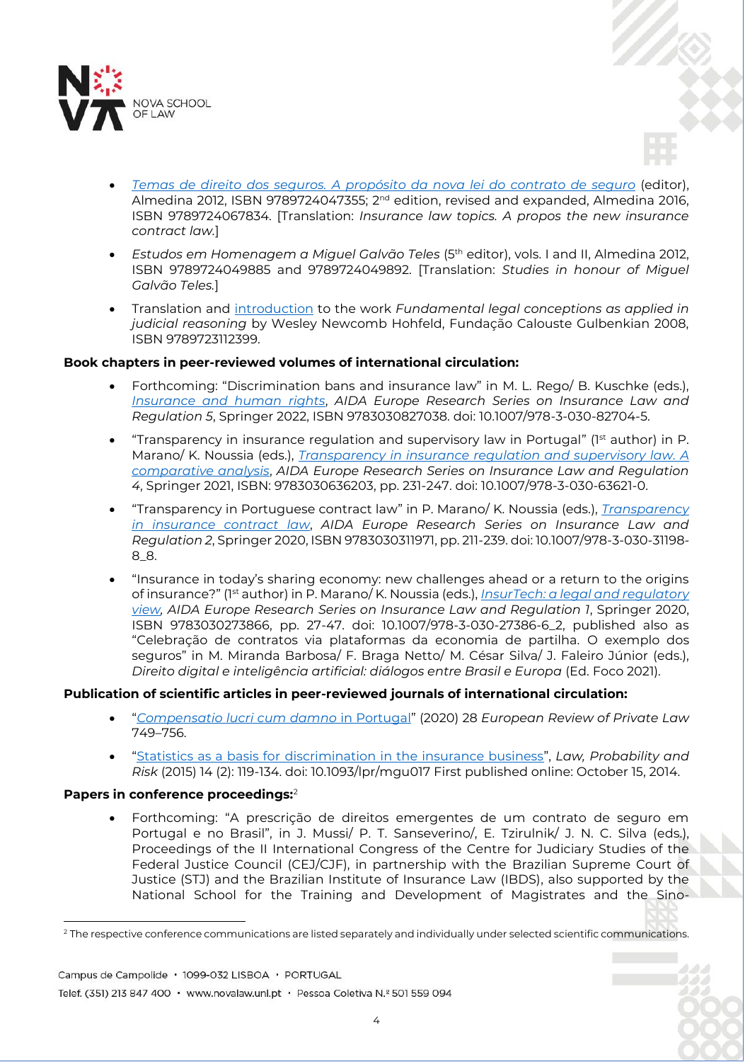- *Temas de direito dos seguros. A propósito da nova lei do contrato de seguro* (editor), Almedina 2012, ISBN 9789724047355; 2nd edition, revised and expanded, Almedina 2016, ISBN 9789724067834. [Translation: *Insurance law topics. A propos the new insurance contract law.*]
- *Estudos em Homenagem a Miguel Galvão Teles* (5th editor), vols. I and II, Almedina 2012, ISBN 9789724049885 and 9789724049892. [Translation: *Studies in honour of Miguel Galvão Teles.*]
- Translation and introduction to the work *Fundamental legal conceptions as applied in judicial reasoning* by Wesley Newcomb Hohfeld, Fundação Calouste Gulbenkian 2008, ISBN 9789723112399.

**Book chapters in peer-reviewed volumes of international circulation:**

- Forthcoming: "Discrimination bans and insurance law" in M. L. Rego/ B. Kuschke (eds.), *Insurance and human rights*, *AIDA Europe Research Series on Insurance Law and Regulation 5*, Springer 2022, ISBN 9783030827038. doi: 10.1007/978-3-030-82704-5.
- "Transparency in insurance regulation and supervisory law in Portugal" (1st author) in P. Marano/ K. Noussia (eds.), *Transparency in insurance regulation and supervisory law. A comparative analysis*, *AIDA Europe Research Series on Insurance Law and Regulation 4*, Springer 2021, ISBN: 9783030636203, pp. 231-247. doi: 10.1007/978-3-030-63621-0.
- "Transparency in Portuguese contract law" in P. Marano/ K. Noussia (eds.), *Transparency in insurance contract law*, *AIDA Europe Research Series on Insurance Law and Regulation 2*, Springer 2020, ISBN 9783030311971, pp. 211-239. doi: 10.1007/978-3-030-31198-8_8.
- "Insurance in today's sharing economy: new challenges ahead or a return to the origins of insurance?" (1st author) in P. Marano/ K. Noussia (eds.), *InsurTech: a legal and regulatory view*, *AIDA Europe Research Series on Insurance Law and Regulation 1*, Springer 2020, ISBN 9783030273866, pp. 27-47. doi: 10.1007/978-3-030-27386-6_2, published also as "Celebração de contratos via plataformas da economia de partilha. O exemplo dos seguros" in M. Miranda Barbosa/ F. Braga Netto/ M. César Silva/ J. Faleiro Júnior (eds.), *Direito digital e inteligência artificial: diálogos entre Brasil e Europa* (Ed. Foco 2021).

**Publication of scientific articles in peer-reviewed journals of international circulation:**

- "*Compensatio lucri cum damno* in Portugal" (2020) 28 *European Review of Private Law* 749–756.
- "Statistics as a basis for discrimination in the insurance business", *Law, Probability and Risk* (2015) 14 (2): 119-134. doi: 10.1093/lpr/mgu017 First published online: October 15, 2014.

**Papers in conference proceedings:**[2]

- Forthcoming: "A prescrição de direitos emergentes de um contrato de seguro em Portugal e no Brasil", in J. Mussi/ P. T. Sanseverino/, E. Tzirulnik/ J. N. C. Silva (eds.), Proceedings of the II International Congress of the Centre for Judiciary Studies of the Federal Justice Council (CEJ/CJF), in partnership with the Brazilian Supreme Court of Justice (STJ) and the Brazilian Institute of Insurance Law (IBDS), also supported by the National School for the Training and Development of Magistrates and the Sino-

[2] The respective conference communications are listed separately and individually under selected scientific communications.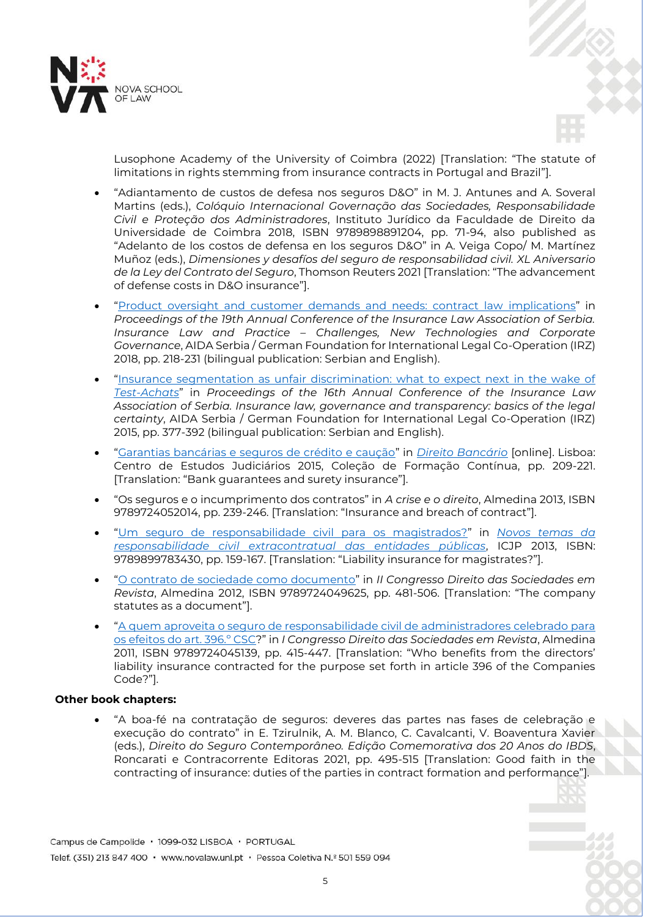Lusophone Academy of the University of Coimbra (2022) [Translation: "The statute of limitations in rights stemming from insurance contracts in Portugal and Brazil"].

- "Adiantamento de custos de defesa nos seguros D&O" in M. J. Antunes and A. Soveral Martins (eds.), *Colóquio Internacional Governação das Sociedades, Responsabilidade Civil e Proteção dos Administradores*, Instituto Jurídico da Faculdade de Direito da Universidade de Coimbra 2018, ISBN 9789898891204, pp. 71-94, also published as "Adelanto de los costos de defensa en los seguros D&O" in A. Veiga Copo/ M. Martínez Muñoz (eds.), *Dimensiones y desafíos del seguro de responsabilidad civil. XL Aniversario de la Ley del Contrato del Seguro*, Thomson Reuters 2021 [Translation: "The advancement of defense costs in D&O insurance"].
- "Product oversight and customer demands and needs: contract law implications" in *Proceedings of the 19th Annual Conference of the Insurance Law Association of Serbia. Insurance Law and Practice – Challenges, New Technologies and Corporate Governance*, AIDA Serbia / German Foundation for International Legal Co-Operation (IRZ) 2018, pp. 218-231 (bilingual publication: Serbian and English).
- "Insurance segmentation as unfair discrimination: what to expect next in the wake of *Test-Achats*" in *Proceedings of the 16th Annual Conference of the Insurance Law Association of Serbia. Insurance law, governance and transparency: basics of the legal certainty*, AIDA Serbia / German Foundation for International Legal Co-Operation (IRZ) 2015, pp. 377-392 (bilingual publication: Serbian and English).
- "Garantias bancárias e seguros de crédito e caução" in *Direito Bancário* [online]. Lisboa: Centro de Estudos Judiciários 2015, Coleção de Formação Contínua, pp. 209-221. [Translation: "Bank guarantees and surety insurance"].
- "Os seguros e o incumprimento dos contratos" in *A crise e o direito*, Almedina 2013, ISBN 9789724052014, pp. 239-246. [Translation: "Insurance and breach of contract"].
- "Um seguro de responsabilidade civil para os magistrados?" in *Novos temas da responsabilidade civil extracontratual das entidades públicas*, ICJP 2013, ISBN: 9789899783430, pp. 159-167. [Translation: "Liability insurance for magistrates?"].
- "O contrato de sociedade como documento" in *II Congresso Direito das Sociedades em Revista*, Almedina 2012, ISBN 9789724049625, pp. 481-506. [Translation: "The company statutes as a document"].
- "A quem aproveita o seguro de responsabilidade civil de administradores celebrado para os efeitos do art. 396.º CSC?" in *I Congresso Direito das Sociedades em Revista*, Almedina 2011, ISBN 9789724045139, pp. 415-447. [Translation: "Who benefits from the directors' liability insurance contracted for the purpose set forth in article 396 of the Companies Code?"].

**Other book chapters:**

- "A boa-fé na contratação de seguros: deveres das partes nas fases de celebração e execução do contrato" in E. Tzirulnik, A. M. Blanco, C. Cavalcanti, V. Boaventura Xavier (eds.), *Direito do Seguro Contemporâneo. Edição Comemorativa dos 20 Anos do IBDS*, Roncarati e Contracorrente Editoras 2021, pp. 495-515 [Translation: Good faith in the contracting of insurance: duties of the parties in contract formation and performance"].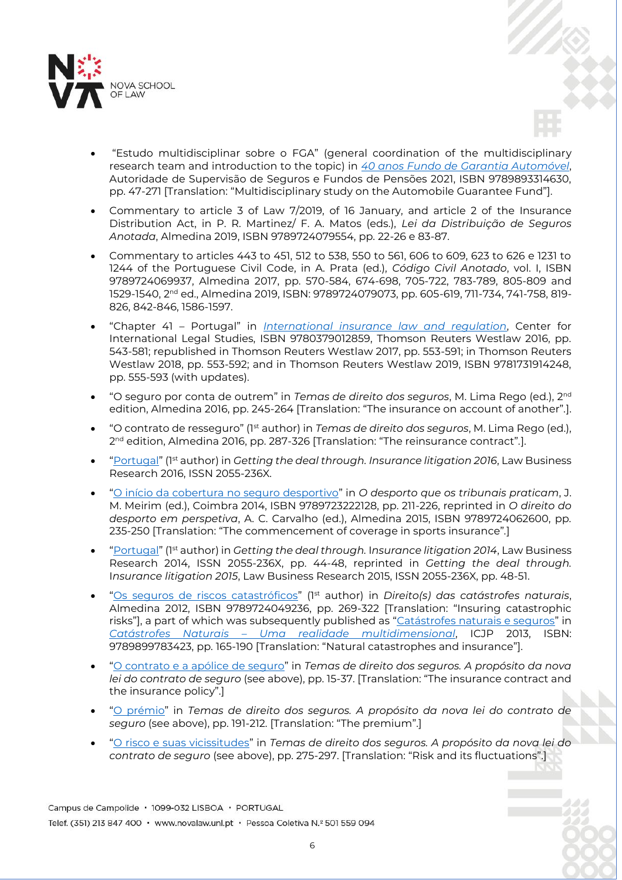- "Estudo multidisciplinar sobre o FGA" (general coordination of the multidisciplinary research team and introduction to the topic) in *40 anos Fundo de Garantia Automóvel*, Autoridade de Supervisão de Seguros e Fundos de Pensões 2021, ISBN 9789893314630, pp. 47-271 [Translation: "Multidisciplinary study on the Automobile Guarantee Fund"].
- Commentary to article 3 of Law 7/2019, of 16 January, and article 2 of the Insurance Distribution Act, in P. R. Martinez/ F. A. Matos (eds.), *Lei da Distribuição de Seguros Anotada*, Almedina 2019, ISBN 9789724079554, pp. 22-26 e 83-87.
- Commentary to articles 443 to 451, 512 to 538, 550 to 561, 606 to 609, 623 to 626 e 1231 to 1244 of the Portuguese Civil Code, in A. Prata (ed.), *Código Civil Anotado*, vol. I, ISBN 9789724069937, Almedina 2017, pp. 570-584, 674-698, 705-722, 783-789, 805-809 and 1529-1540, 2nd ed., Almedina 2019, ISBN: 9789724079073, pp. 605-619, 711-734, 741-758, 819-826, 842-846, 1586-1597.
- "Chapter 41 – Portugal" in *International insurance law and regulation*, Center for International Legal Studies, ISBN 9780379012859, Thomson Reuters Westlaw 2016, pp. 543-581; republished in Thomson Reuters Westlaw 2017, pp. 553-591; in Thomson Reuters Westlaw 2018, pp. 553-592; and in Thomson Reuters Westlaw 2019, ISBN 9781731914248, pp. 555-593 (with updates).
- "O seguro por conta de outrem" in *Temas de direito dos seguros*, M. Lima Rego (ed.), 2nd edition, Almedina 2016, pp. 245-264 [Translation: "The insurance on account of another".].
- "O contrato de resseguro" (1st author) in *Temas de direito dos seguros*, M. Lima Rego (ed.), 2nd edition, Almedina 2016, pp. 287-326 [Translation: "The reinsurance contract".].
- "Portugal" (1st author) in *Getting the deal through. Insurance litigation 2016*, Law Business Research 2016, ISSN 2055-236X.
- "O início da cobertura no seguro desportivo" in *O desporto que os tribunais praticam*, J. M. Meirim (ed.), Coimbra 2014, ISBN 9789723222128, pp. 211-226, reprinted in *O direito do desporto em perspetiva*, A. C. Carvalho (ed.), Almedina 2015, ISBN 9789724062600, pp. 235-250 [Translation: "The commencement of coverage in sports insurance".]
- "Portugal" (1st author) in *Getting the deal through. Insurance litigation 2014*, Law Business Research 2014, ISSN 2055-236X, pp. 44-48, reprinted in *Getting the deal through. Insurance litigation 2015*, Law Business Research 2015, ISSN 2055-236X, pp. 48-51.
- "Os seguros de riscos catastróficos" (1st author) in *Direito(s) das catástrofes naturais*, Almedina 2012, ISBN 9789724049236, pp. 269-322 [Translation: "Insuring catastrophic risks"], a part of which was subsequently published as "Catástrofes naturais e seguros" in *Catástrofes Naturais – Uma realidade multidimensional*, ICJP 2013, ISBN: 9789899783423, pp. 165-190 [Translation: "Natural catastrophes and insurance"].
- "O contrato e a apólice de seguro" in *Temas de direito dos seguros. A propósito da nova lei do contrato de seguro* (see above), pp. 15-37. [Translation: "The insurance contract and the insurance policy".]
- "O prémio" in *Temas de direito dos seguros. A propósito da nova lei do contrato de seguro* (see above), pp. 191-212. [Translation: "The premium".]
- "O risco e suas vicissitudes" in *Temas de direito dos seguros. A propósito da nova lei do contrato de seguro* (see above), pp. 275-297. [Translation: "Risk and its fluctuations".]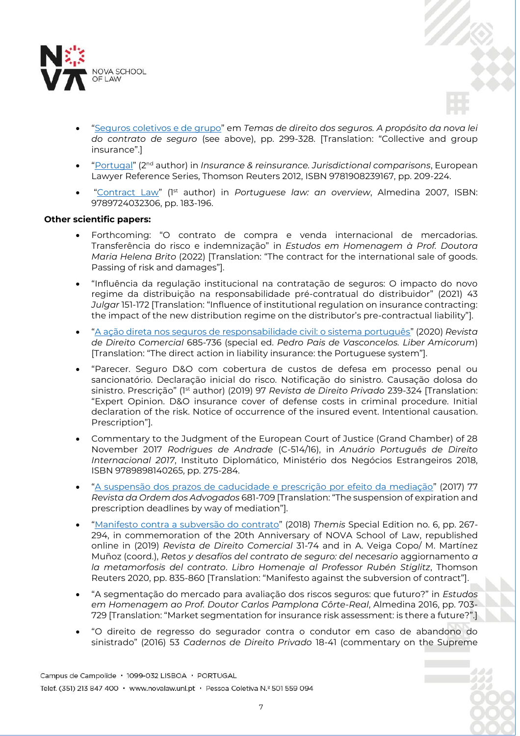- "Seguros coletivos e de grupo" em *Temas de direito dos seguros. A propósito da nova lei do contrato de seguro* (see above), pp. 299-328. [Translation: "Collective and group insurance".]
- "Portugal" (2nd author) in *Insurance & reinsurance. Jurisdictional comparisons*, European Lawyer Reference Series, Thomson Reuters 2012, ISBN 9781908239167, pp. 209-224.
- "Contract Law" (1st author) in *Portuguese law: an overview*, Almedina 2007, ISBN: 9789724032306, pp. 183-196.

**Other scientific papers:**

- Forthcoming: "O contrato de compra e venda internacional de mercadorias. Transferência do risco e indemnização" in *Estudos em Homenagem à Prof. Doutora Maria Helena Brito* (2022) [Translation: "The contract for the international sale of goods. Passing of risk and damages"].
- "Influência da regulação institucional na contratação de seguros: O impacto do novo regime da distribuição na responsabilidade pré-contratual do distribuidor" (2021) 43 *Julgar* 151-172 [Translation: "Influence of institutional regulation on insurance contracting: the impact of the new distribution regime on the distributor's pre-contractual liability"].
- "A ação direta nos seguros de responsabilidade civil: o sistema português" (2020) *Revista de Direito Comercial* 685-736 (special ed. *Pedro Pais de Vasconcelos. Liber Amicorum*) [Translation: "The direct action in liability insurance: the Portuguese system"].
- "Parecer. Seguro D&O com cobertura de custos de defesa em processo penal ou sancionatório. Declaração inicial do risco. Notificação do sinistro. Causação dolosa do sinistro. Prescrição" (1st author) (2019) 97 *Revista de Direito Privado* 239-324 [Translation: "Expert Opinion. D&O insurance cover of defense costs in criminal procedure. Initial declaration of the risk. Notice of occurrence of the insured event. Intentional causation. Prescription"].
- Commentary to the Judgment of the European Court of Justice (Grand Chamber) of 28 November 2017 *Rodrigues de Andrade* (C-514/16), in *Anuário Português de Direito Internacional 2017*, Instituto Diplomático, Ministério dos Negócios Estrangeiros 2018, ISBN 9789898140265, pp. 275-284.
- "A suspensão dos prazos de caducidade e prescrição por efeito da mediação" (2017) 77 *Revista da Ordem dos Advogados* 681-709 [Translation: "The suspension of expiration and prescription deadlines by way of mediation"].
- "Manifesto contra a subversão do contrato" (2018) *Themis* Special Edition no. 6, pp. 267-294, in commemoration of the 20th Anniversary of NOVA School of Law, republished online in (2019) *Revista de Direito Comercial* 31-74 and in A. Veiga Copo/ M. Martínez Muñoz (coord.), *Retos y desafíos del contrato de seguro: del necesario* aggiornamento *a la metamorfosis del contrato. Libro Homenaje al Professor Rubén Stiglitz*, Thomson Reuters 2020, pp. 835-860 [Translation: "Manifesto against the subversion of contract"].
- "A segmentação do mercado para avaliação dos riscos seguros: que futuro?" in *Estudos em Homenagem ao Prof. Doutor Carlos Pamplona Côrte-Real*, Almedina 2016, pp. 703-729 [Translation: "Market segmentation for insurance risk assessment: is there a future?".]
- "O direito de regresso do segurador contra o condutor em caso de abandono do sinistrado" (2016) 53 *Cadernos de Direito Privado* 18-41 (commentary on the Supreme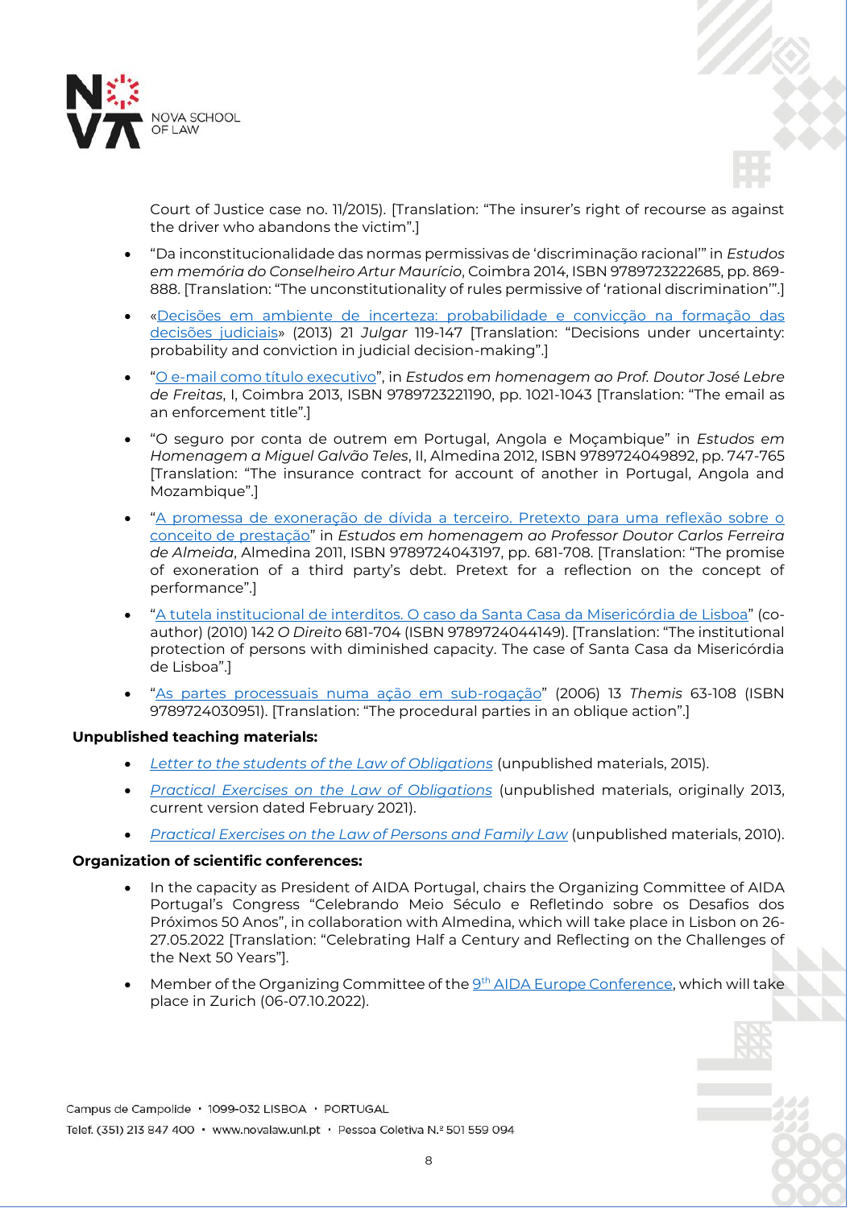Court of Justice case no. 11/2015). [Translation: "The insurer's right of recourse as against the driver who abandons the victim".]

- "Da inconstitucionalidade das normas permissivas de 'discriminação racional'" in *Estudos em memória do Conselheiro Artur Maurício*, Coimbra 2014, ISBN 9789723222685, pp. 869-888. [Translation: "The unconstitutionality of rules permissive of 'rational discrimination'".]
- «Decisões em ambiente de incerteza: probabilidade e convicção na formação das decisões judiciais» (2013) 21 *Julgar* 119-147 [Translation: "Decisions under uncertainty: probability and conviction in judicial decision-making".]
- "O e-mail como título executivo", in *Estudos em homenagem ao Prof. Doutor José Lebre de Freitas*, I, Coimbra 2013, ISBN 9789723221190, pp. 1021-1043 [Translation: "The email as an enforcement title".]
- "O seguro por conta de outrem em Portugal, Angola e Moçambique" in *Estudos em Homenagem a Miguel Galvão Teles*, II, Almedina 2012, ISBN 9789724049892, pp. 747-765 [Translation: "The insurance contract for account of another in Portugal, Angola and Mozambique".]
- "A promessa de exoneração de dívida a terceiro. Pretexto para uma reflexão sobre o conceito de prestação" in *Estudos em homenagem ao Professor Doutor Carlos Ferreira de Almeida*, Almedina 2011, ISBN 9789724043197, pp. 681-708. [Translation: "The promise of exoneration of a third party's debt. Pretext for a reflection on the concept of performance".]
- "A tutela institucional de interditos. O caso da Santa Casa da Misericórdia de Lisboa" (co-author) (2010) 142 *O Direito* 681-704 (ISBN 9789724044149). [Translation: "The institutional protection of persons with diminished capacity. The case of Santa Casa da Misericórdia de Lisboa".]
- "As partes processuais numa ação em sub-rogação" (2006) 13 *Themis* 63-108 (ISBN 9789724030951). [Translation: "The procedural parties in an oblique action".]

**Unpublished teaching materials:**

- *Letter to the students of the Law of Obligations* (unpublished materials, 2015).
- *Practical Exercises on the Law of Obligations* (unpublished materials, originally 2013, current version dated February 2021).
- *Practical Exercises on the Law of Persons and Family Law* (unpublished materials, 2010).

**Organization of scientific conferences:**

- In the capacity as President of AIDA Portugal, chairs the Organizing Committee of AIDA Portugal's Congress "Celebrando Meio Século e Refletindo sobre os Desafios dos Próximos 50 Anos", in collaboration with Almedina, which will take place in Lisbon on 26-27.05.2022 [Translation: "Celebrating Half a Century and Reflecting on the Challenges of the Next 50 Years"].
- Member of the Organizing Committee of the 9th AIDA Europe Conference, which will take place in Zurich (06-07.10.2022).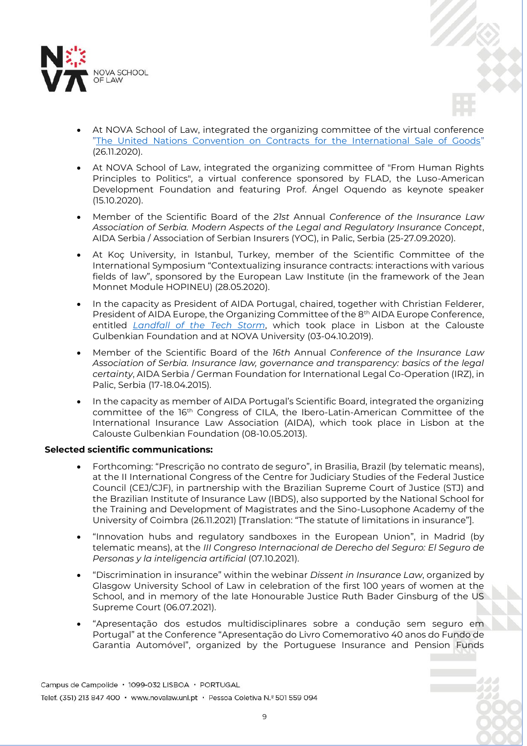- At NOVA School of Law, integrated the organizing committee of the virtual conference "The United Nations Convention on Contracts for the International Sale of Goods" (26.11.2020).
- At NOVA School of Law, integrated the organizing committee of "From Human Rights Principles to Politics", a virtual conference sponsored by FLAD, the Luso-American Development Foundation and featuring Prof. Ángel Oquendo as keynote speaker (15.10.2020).
- Member of the Scientific Board of the *21st* Annual *Conference of the Insurance Law Association of Serbia. Modern Aspects of the Legal and Regulatory Insurance Concept*, AIDA Serbia / Association of Serbian Insurers (YOC), in Palic, Serbia (25-27.09.2020).
- At Koç University, in Istanbul, Turkey, member of the Scientific Committee of the International Symposium "Contextualizing insurance contracts: interactions with various fields of law", sponsored by the European Law Institute (in the framework of the Jean Monnet Module HOPINEU) (28.05.2020).
- In the capacity as President of AIDA Portugal, chaired, together with Christian Felderer, President of AIDA Europe, the Organizing Committee of the 8th AIDA Europe Conference, entitled *Landfall of the Tech Storm*, which took place in Lisbon at the Calouste Gulbenkian Foundation and at NOVA University (03-04.10.2019).
- Member of the Scientific Board of the *16th* Annual *Conference of the Insurance Law Association of Serbia. Insurance law, governance and transparency: basics of the legal certainty*, AIDA Serbia / German Foundation for International Legal Co-Operation (IRZ), in Palic, Serbia (17-18.04.2015).
- In the capacity as member of AIDA Portugal's Scientific Board, integrated the organizing committee of the 16th Congress of CILA, the Ibero-Latin-American Committee of the International Insurance Law Association (AIDA), which took place in Lisbon at the Calouste Gulbenkian Foundation (08-10.05.2013).

**Selected scientific communications:**

- Forthcoming: "Prescrição no contrato de seguro", in Brasilia, Brazil (by telematic means), at the II International Congress of the Centre for Judiciary Studies of the Federal Justice Council (CEJ/CJF), in partnership with the Brazilian Supreme Court of Justice (STJ) and the Brazilian Institute of Insurance Law (IBDS), also supported by the National School for the Training and Development of Magistrates and the Sino-Lusophone Academy of the University of Coimbra (26.11.2021) [Translation: "The statute of limitations in insurance"].
- "Innovation hubs and regulatory sandboxes in the European Union", in Madrid (by telematic means), at the *III Congreso Internacional de Derecho del Seguro: El Seguro de Personas y la inteligencia artificial* (07.10.2021).
- "Discrimination in insurance" within the webinar *Dissent in Insurance Law*, organized by Glasgow University School of Law in celebration of the first 100 years of women at the School, and in memory of the late Honourable Justice Ruth Bader Ginsburg of the US Supreme Court (06.07.2021).
- "Apresentação dos estudos multidisciplinares sobre a condução sem seguro em Portugal" at the Conference "Apresentação do Livro Comemorativo 40 anos do Fundo de Garantia Automóvel", organized by the Portuguese Insurance and Pension Funds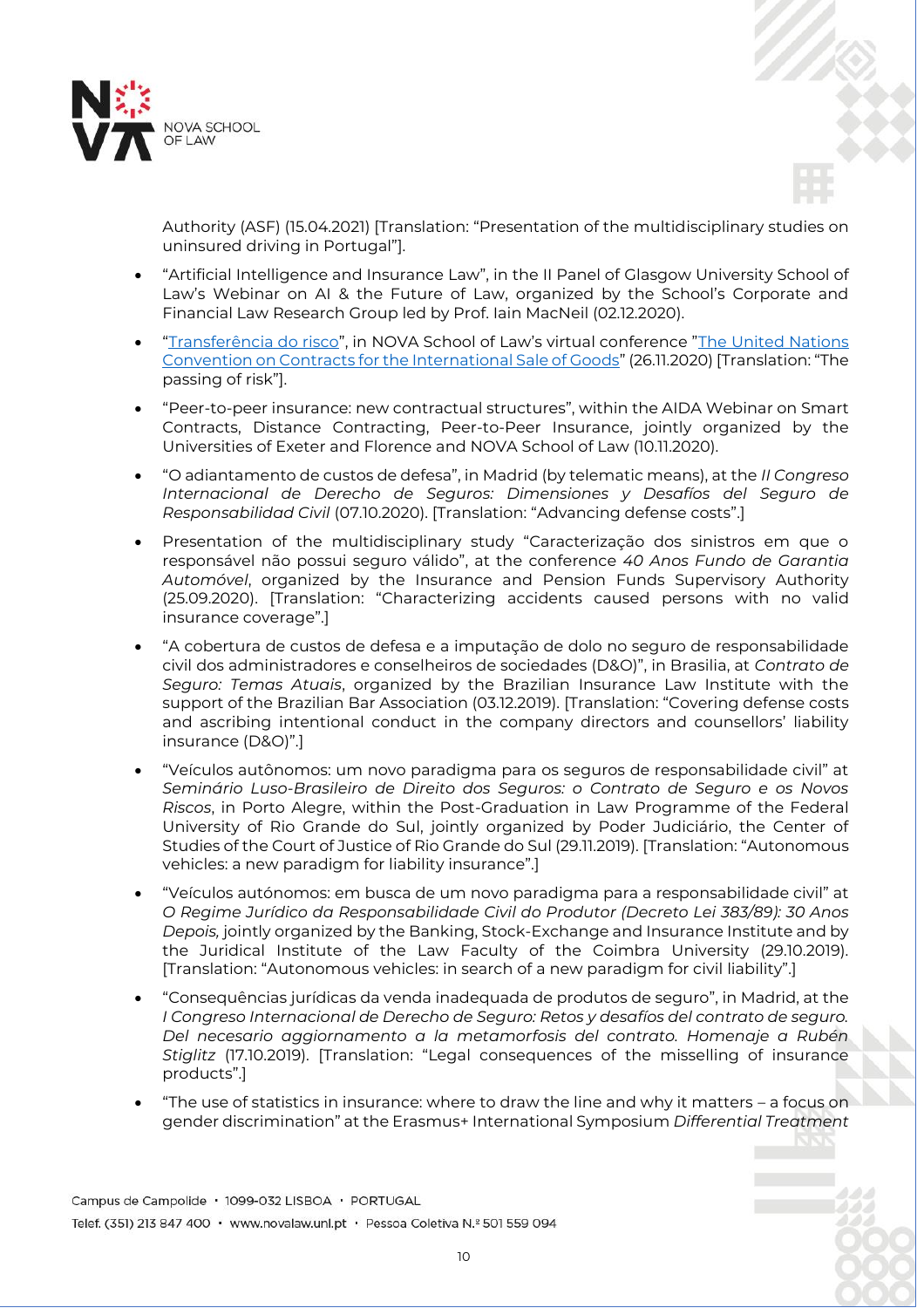Authority (ASF) (15.04.2021) [Translation: "Presentation of the multidisciplinary studies on uninsured driving in Portugal"].

- "Artificial Intelligence and Insurance Law", in the II Panel of Glasgow University School of Law's Webinar on AI & the Future of Law, organized by the School's Corporate and Financial Law Research Group led by Prof. Iain MacNeil (02.12.2020).
- "Transferência do risco", in NOVA School of Law's virtual conference "The United Nations Convention on Contracts for the International Sale of Goods" (26.11.2020) [Translation: "The passing of risk"].
- "Peer-to-peer insurance: new contractual structures", within the AIDA Webinar on Smart Contracts, Distance Contracting, Peer-to-Peer Insurance, jointly organized by the Universities of Exeter and Florence and NOVA School of Law (10.11.2020).
- "O adiantamento de custos de defesa", in Madrid (by telematic means), at the *II Congreso Internacional de Derecho de Seguros: Dimensiones y Desafíos del Seguro de Responsabilidad Civil* (07.10.2020). [Translation: "Advancing defense costs".]
- Presentation of the multidisciplinary study "Caracterização dos sinistros em que o responsável não possui seguro válido", at the conference *40 Anos Fundo de Garantia Automóvel*, organized by the Insurance and Pension Funds Supervisory Authority (25.09.2020). [Translation: "Characterizing accidents caused persons with no valid insurance coverage".]
- "A cobertura de custos de defesa e a imputação de dolo no seguro de responsabilidade civil dos administradores e conselheiros de sociedades (D&O)", in Brasilia, at *Contrato de Seguro: Temas Atuais*, organized by the Brazilian Insurance Law Institute with the support of the Brazilian Bar Association (03.12.2019). [Translation: "Covering defense costs and ascribing intentional conduct in the company directors and counsellors' liability insurance (D&O)".]
- "Veículos autônomos: um novo paradigma para os seguros de responsabilidade civil" at *Seminário Luso-Brasileiro de Direito dos Seguros: o Contrato de Seguro e os Novos Riscos*, in Porto Alegre, within the Post-Graduation in Law Programme of the Federal University of Rio Grande do Sul, jointly organized by Poder Judiciário, the Center of Studies of the Court of Justice of Rio Grande do Sul (29.11.2019). [Translation: "Autonomous vehicles: a new paradigm for liability insurance".]
- "Veículos autónomos: em busca de um novo paradigma para a responsabilidade civil" at *O Regime Jurídico da Responsabilidade Civil do Produtor (Decreto Lei 383/89): 30 Anos Depois,* jointly organized by the Banking, Stock-Exchange and Insurance Institute and by the Juridical Institute of the Law Faculty of the Coimbra University (29.10.2019). [Translation: "Autonomous vehicles: in search of a new paradigm for civil liability".]
- "Consequências jurídicas da venda inadequada de produtos de seguro", in Madrid, at the *I Congreso Internacional de Derecho de Seguro: Retos y desafíos del contrato de seguro. Del necesario aggiornamento a la metamorfosis del contrato. Homenaje a Rubén Stiglitz* (17.10.2019). [Translation: "Legal consequences of the misselling of insurance products".]
- "The use of statistics in insurance: where to draw the line and why it matters – a focus on gender discrimination" at the Erasmus+ International Symposium *Differential Treatment*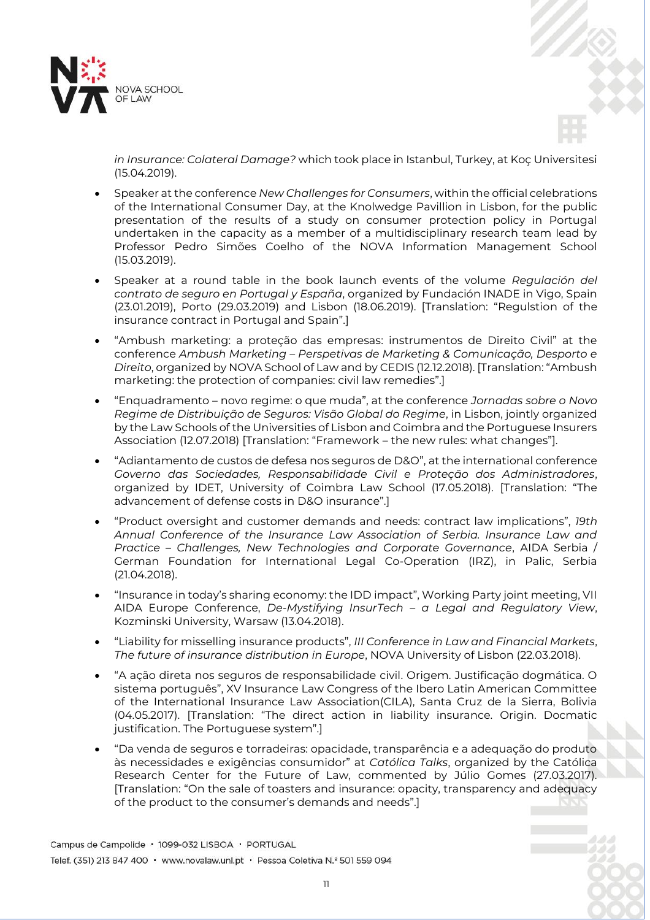*in Insurance: Colateral Damage?* which took place in Istanbul, Turkey, at Koç Universitesi (15.04.2019).

- Speaker at the conference *New Challenges for Consumers*, within the official celebrations of the International Consumer Day, at the Knolwedge Pavillion in Lisbon, for the public presentation of the results of a study on consumer protection policy in Portugal undertaken in the capacity as a member of a multidisciplinary research team lead by Professor Pedro Simões Coelho of the NOVA Information Management School (15.03.2019).
- Speaker at a round table in the book launch events of the volume *Regulación del contrato de seguro en Portugal y España*, organized by Fundación INADE in Vigo, Spain (23.01.2019), Porto (29.03.2019) and Lisbon (18.06.2019). [Translation: "Regulstion of the insurance contract in Portugal and Spain".]
- "Ambush marketing: a proteção das empresas: instrumentos de Direito Civil" at the conference *Ambush Marketing – Perspetivas de Marketing & Comunicação, Desporto e Direito*, organized by NOVA School of Law and by CEDIS (12.12.2018). [Translation: "Ambush marketing: the protection of companies: civil law remedies".]
- "Enquadramento – novo regime: o que muda", at the conference *Jornadas sobre o Novo Regime de Distribuição de Seguros: Visão Global do Regime*, in Lisbon, jointly organized by the Law Schools of the Universities of Lisbon and Coimbra and the Portuguese Insurers Association (12.07.2018) [Translation: "Framework – the new rules: what changes"].
- "Adiantamento de custos de defesa nos seguros de D&O", at the international conference *Governo das Sociedades, Responsabilidade Civil e Proteção dos Administradores*, organized by IDET, University of Coimbra Law School (17.05.2018). [Translation: "The advancement of defense costs in D&O insurance".]
- "Product oversight and customer demands and needs: contract law implications", *19th Annual Conference of the Insurance Law Association of Serbia. Insurance Law and Practice – Challenges, New Technologies and Corporate Governance*, AIDA Serbia / German Foundation for International Legal Co-Operation (IRZ), in Palic, Serbia (21.04.2018).
- "Insurance in today's sharing economy: the IDD impact", Working Party joint meeting, VII AIDA Europe Conference, *De-Mystifying InsurTech – a Legal and Regulatory View*, Kozminski University, Warsaw (13.04.2018).
- "Liability for misselling insurance products", *III Conference in Law and Financial Markets, The future of insurance distribution in Europe*, NOVA University of Lisbon (22.03.2018).
- "A ação direta nos seguros de responsabilidade civil. Origem. Justificação dogmática. O sistema português", XV Insurance Law Congress of the Ibero Latin American Committee of the International Insurance Law Association(CILA), Santa Cruz de la Sierra, Bolivia (04.05.2017). [Translation: "The direct action in liability insurance. Origin. Docmatic justification. The Portuguese system".]
- "Da venda de seguros e torradeiras: opacidade, transparência e a adequação do produto às necessidades e exigências consumidor" at *Católica Talks*, organized by the Católica Research Center for the Future of Law, commented by Júlio Gomes (27.03.2017). [Translation: "On the sale of toasters and insurance: opacity, transparency and adequacy of the product to the consumer's demands and needs".]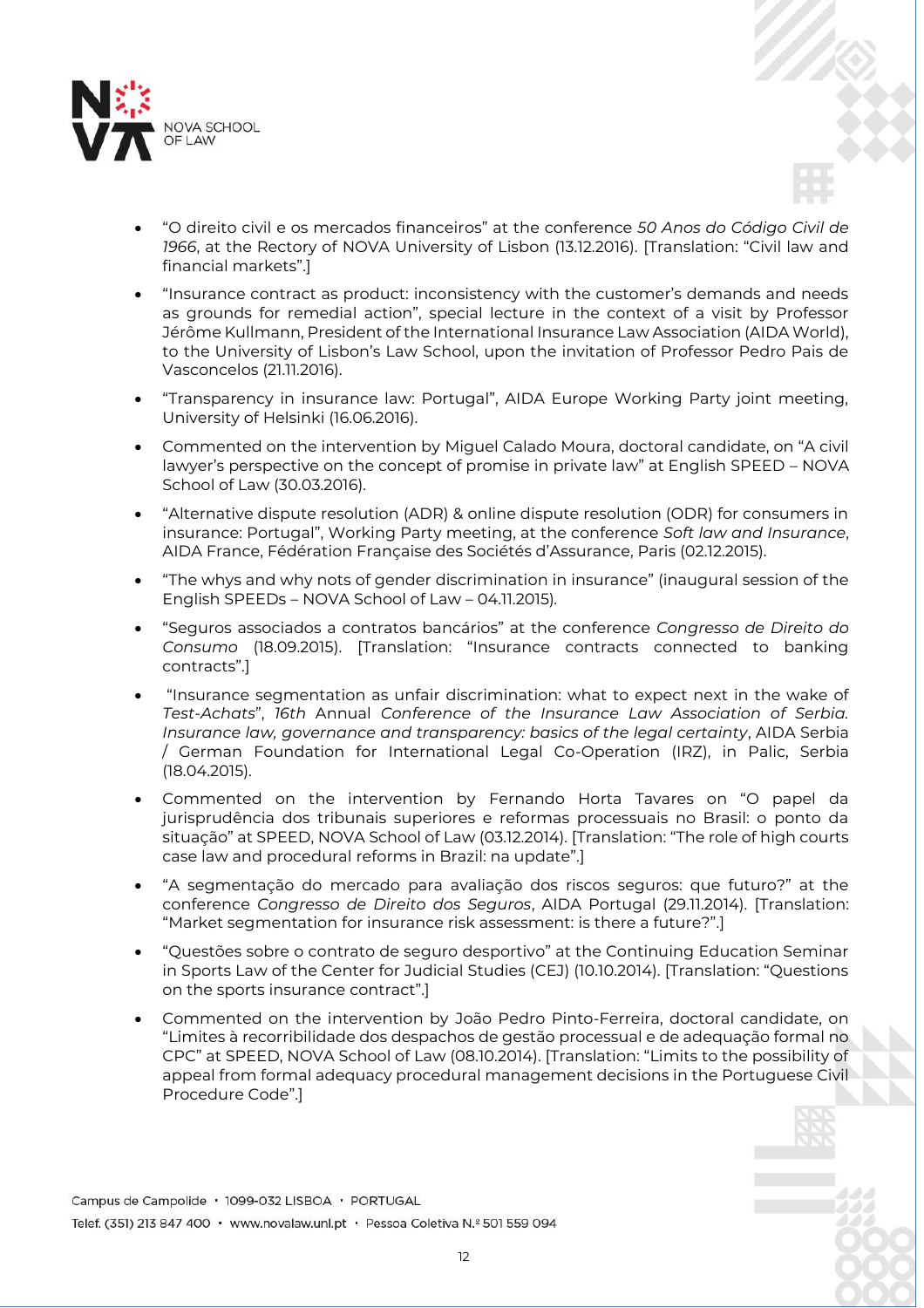- "O direito civil e os mercados financeiros" at the conference *50 Anos do Código Civil de 1966*, at the Rectory of NOVA University of Lisbon (13.12.2016). [Translation: "Civil law and financial markets".]
- "Insurance contract as product: inconsistency with the customer's demands and needs as grounds for remedial action", special lecture in the context of a visit by Professor Jérôme Kullmann, President of the International Insurance Law Association (AIDA World), to the University of Lisbon's Law School, upon the invitation of Professor Pedro Pais de Vasconcelos (21.11.2016).
- "Transparency in insurance law: Portugal", AIDA Europe Working Party joint meeting, University of Helsinki (16.06.2016).
- Commented on the intervention by Miguel Calado Moura, doctoral candidate, on "A civil lawyer's perspective on the concept of promise in private law" at English SPEED – NOVA School of Law (30.03.2016).
- "Alternative dispute resolution (ADR) & online dispute resolution (ODR) for consumers in insurance: Portugal", Working Party meeting, at the conference *Soft law and Insurance*, AIDA France, Fédération Française des Sociétés d'Assurance, Paris (02.12.2015).
- "The whys and why nots of gender discrimination in insurance" (inaugural session of the English SPEEDs – NOVA School of Law – 04.11.2015).
- "Seguros associados a contratos bancários" at the conference *Congresso de Direito do Consumo* (18.09.2015). [Translation: "Insurance contracts connected to banking contracts".]
- "Insurance segmentation as unfair discrimination: what to expect next in the wake of *Test-Achats*", *16th* Annual *Conference of the Insurance Law Association of Serbia. Insurance law, governance and transparency: basics of the legal certainty*, AIDA Serbia / German Foundation for International Legal Co-Operation (IRZ), in Palic, Serbia (18.04.2015).
- Commented on the intervention by Fernando Horta Tavares on "O papel da jurisprudência dos tribunais superiores e reformas processuais no Brasil: o ponto da situação" at SPEED, NOVA School of Law (03.12.2014). [Translation: "The role of high courts case law and procedural reforms in Brazil: na update".]
- "A segmentação do mercado para avaliação dos riscos seguros: que futuro?" at the conference *Congresso de Direito dos Seguros*, AIDA Portugal (29.11.2014). [Translation: "Market segmentation for insurance risk assessment: is there a future?".]
- "Questões sobre o contrato de seguro desportivo" at the Continuing Education Seminar in Sports Law of the Center for Judicial Studies (CEJ) (10.10.2014). [Translation: "Questions on the sports insurance contract".]
- Commented on the intervention by João Pedro Pinto-Ferreira, doctoral candidate, on "Limites à recorribilidade dos despachos de gestão processual e de adequação formal no CPC" at SPEED, NOVA School of Law (08.10.2014). [Translation: "Limits to the possibility of appeal from formal adequacy procedural management decisions in the Portuguese Civil Procedure Code".]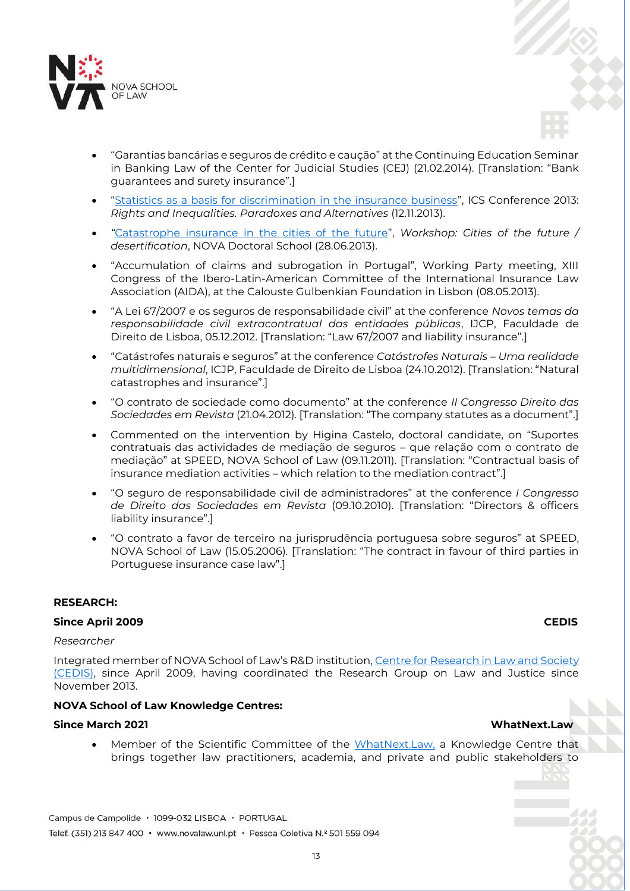- "Garantias bancárias e seguros de crédito e caução" at the Continuing Education Seminar in Banking Law of the Center for Judicial Studies (CEJ) (21.02.2014). [Translation: "Bank guarantees and surety insurance".]
- "Statistics as a basis for discrimination in the insurance business", ICS Conference 2013: *Rights and Inequalities. Paradoxes and Alternatives* (12.11.2013).
- "Catastrophe insurance in the cities of the future", *Workshop: Cities of the future / desertification*, NOVA Doctoral School (28.06.2013).
- "Accumulation of claims and subrogation in Portugal", Working Party meeting, XIII Congress of the Ibero-Latin-American Committee of the International Insurance Law Association (AIDA), at the Calouste Gulbenkian Foundation in Lisbon (08.05.2013).
- "A Lei 67/2007 e os seguros de responsabilidade civil" at the conference *Novos temas da responsabilidade civil extracontratual das entidades públicas*, IJCP, Faculdade de Direito de Lisboa, 05.12.2012. [Translation: "Law 67/2007 and liability insurance".]
- "Catástrofes naturais e seguros" at the conference *Catástrofes Naturais – Uma realidade multidimensional*, ICJP, Faculdade de Direito de Lisboa (24.10.2012). [Translation: "Natural catastrophes and insurance".]
- "O contrato de sociedade como documento" at the conference *II Congresso Direito das Sociedades em Revista* (21.04.2012). [Translation: "The company statutes as a document".]
- Commented on the intervention by Higina Castelo, doctoral candidate, on "Suportes contratuais das actividades de mediação de seguros – que relação com o contrato de mediação" at SPEED, NOVA School of Law (09.11.2011). [Translation: "Contractual basis of insurance mediation activities – which relation to the mediation contract".]
- "O seguro de responsabilidade civil de administradores" at the conference *I Congresso de Direito das Sociedades em Revista* (09.10.2010). [Translation: "Directors & officers liability insurance".]
- "O contrato a favor de terceiro na jurisprudência portuguesa sobre seguros" at SPEED, NOVA School of Law (15.05.2006). [Translation: "The contract in favour of third parties in Portuguese insurance case law".]

**RESEARCH:**

**Since April 2009** **CEDIS**

*Researcher*

Integrated member of NOVA School of Law's R&D institution, Centre for Research in Law and Society (CEDIS), since April 2009, having coordinated the Research Group on Law and Justice since November 2013.

**NOVA School of Law Knowledge Centres:**

**Since March 2021** **WhatNext.Law**

- Member of the Scientific Committee of the WhatNext.Law, a Knowledge Centre that brings together law practitioners, academia, and private and public stakeholders to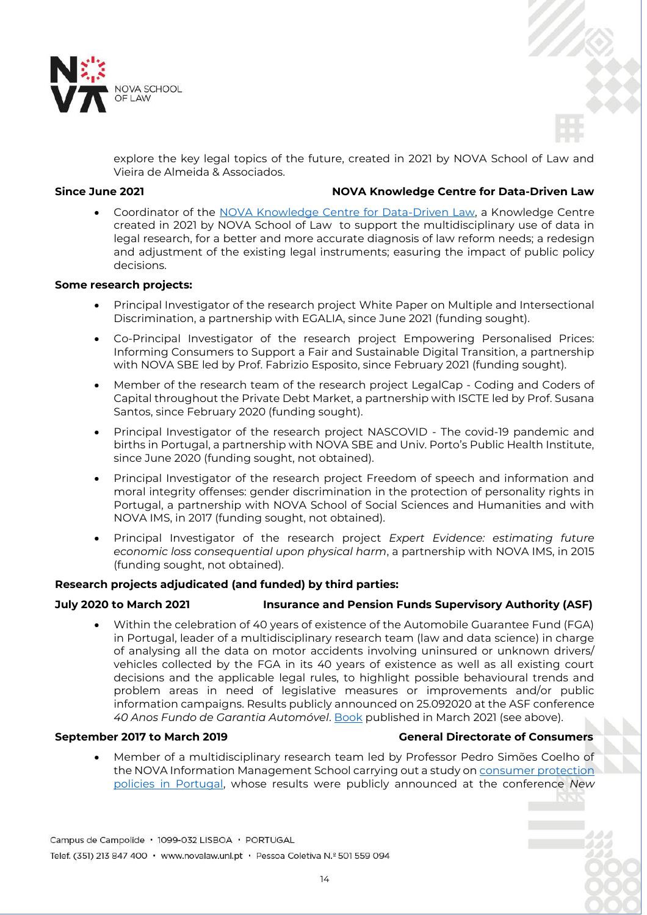explore the key legal topics of the future, created in 2021 by NOVA School of Law and Vieira de Almeida & Associados.

**Since June 2021** **NOVA Knowledge Centre for Data-Driven Law**

- Coordinator of the NOVA Knowledge Centre for Data-Driven Law, a Knowledge Centre created in 2021 by NOVA School of Law to support the multidisciplinary use of data in legal research, for a better and more accurate diagnosis of law reform needs; a redesign and adjustment of the existing legal instruments; easuring the impact of public policy decisions.

**Some research projects:**

- Principal Investigator of the research project White Paper on Multiple and Intersectional Discrimination, a partnership with EGALIA, since June 2021 (funding sought).
- Co-Principal Investigator of the research project Empowering Personalised Prices: Informing Consumers to Support a Fair and Sustainable Digital Transition, a partnership with NOVA SBE led by Prof. Fabrizio Esposito, since February 2021 (funding sought).
- Member of the research team of the research project LegalCap - Coding and Coders of Capital throughout the Private Debt Market, a partnership with ISCTE led by Prof. Susana Santos, since February 2020 (funding sought).
- Principal Investigator of the research project NASCOVID - The covid-19 pandemic and births in Portugal, a partnership with NOVA SBE and Univ. Porto's Public Health Institute, since June 2020 (funding sought, not obtained).
- Principal Investigator of the research project Freedom of speech and information and moral integrity offenses: gender discrimination in the protection of personality rights in Portugal, a partnership with NOVA School of Social Sciences and Humanities and with NOVA IMS, in 2017 (funding sought, not obtained).
- Principal Investigator of the research project *Expert Evidence: estimating future economic loss consequential upon physical harm*, a partnership with NOVA IMS, in 2015 (funding sought, not obtained).

**Research projects adjudicated (and funded) by third parties:**

**July 2020 to March 2021** **Insurance and Pension Funds Supervisory Authority (ASF)**

- Within the celebration of 40 years of existence of the Automobile Guarantee Fund (FGA) in Portugal, leader of a multidisciplinary research team (law and data science) in charge of analysing all the data on motor accidents involving uninsured or unknown drivers/ vehicles collected by the FGA in its 40 years of existence as well as all existing court decisions and the applicable legal rules, to highlight possible behavioural trends and problem areas in need of legislative measures or improvements and/or public information campaigns. Results publicly announced on 25.092020 at the ASF conference *40 Anos Fundo de Garantia Automóvel*. Book published in March 2021 (see above).

**September 2017 to March 2019** **General Directorate of Consumers**

- Member of a multidisciplinary research team led by Professor Pedro Simões Coelho of the NOVA Information Management School carrying out a study on consumer protection policies in Portugal, whose results were publicly announced at the conference *New*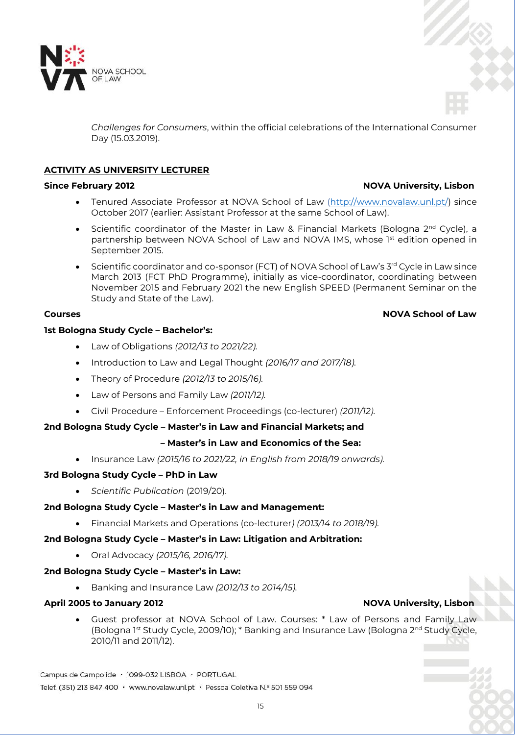*Challenges for Consumers*, within the official celebrations of the International Consumer Day (15.03.2019).

## ACTIVITY AS UNIVERSITY LECTURER

**Since February 2012** **NOVA University, Lisbon**

- Tenured Associate Professor at NOVA School of Law (http://www.novalaw.unl.pt/) since October 2017 (earlier: Assistant Professor at the same School of Law).
- Scientific coordinator of the Master in Law & Financial Markets (Bologna 2nd Cycle), a partnership between NOVA School of Law and NOVA IMS, whose 1st edition opened in September 2015.
- Scientific coordinator and co-sponsor (FCT) of NOVA School of Law's 3rd Cycle in Law since March 2013 (FCT PhD Programme), initially as vice-coordinator, coordinating between November 2015 and February 2021 the new English SPEED (Permanent Seminar on the Study and State of the Law).

**Courses** **NOVA School of Law**

**1st Bologna Study Cycle – Bachelor's:**

- Law of Obligations *(2012/13 to 2021/22).*
- Introduction to Law and Legal Thought *(2016/17 and 2017/18).*
- Theory of Procedure *(2012/13 to 2015/16).*
- Law of Persons and Family Law *(2011/12).*
- Civil Procedure – Enforcement Proceedings (co-lecturer) *(2011/12).*

**2nd Bologna Study Cycle – Master's in Law and Financial Markets; and**

**– Master's in Law and Economics of the Sea:**

- Insurance Law *(2015/16 to 2021/22, in English from 2018/19 onwards).*

**3rd Bologna Study Cycle – PhD in Law**

- *Scientific Publication* (2019/20).

**2nd Bologna Study Cycle – Master's in Law and Management:**

- Financial Markets and Operations (co-lecturer*) (2013/14 to 2018/19).*

**2nd Bologna Study Cycle – Master's in Law: Litigation and Arbitration:**

- Oral Advocacy *(2015/16, 2016/17).*

**2nd Bologna Study Cycle – Master's in Law:**

- Banking and Insurance Law *(2012/13 to 2014/15).*

**April 2005 to January 2012** **NOVA University, Lisbon**

- Guest professor at NOVA School of Law. Courses: * Law of Persons and Family Law (Bologna 1st Study Cycle, 2009/10); * Banking and Insurance Law (Bologna 2nd Study Cycle, 2010/11 and 2011/12).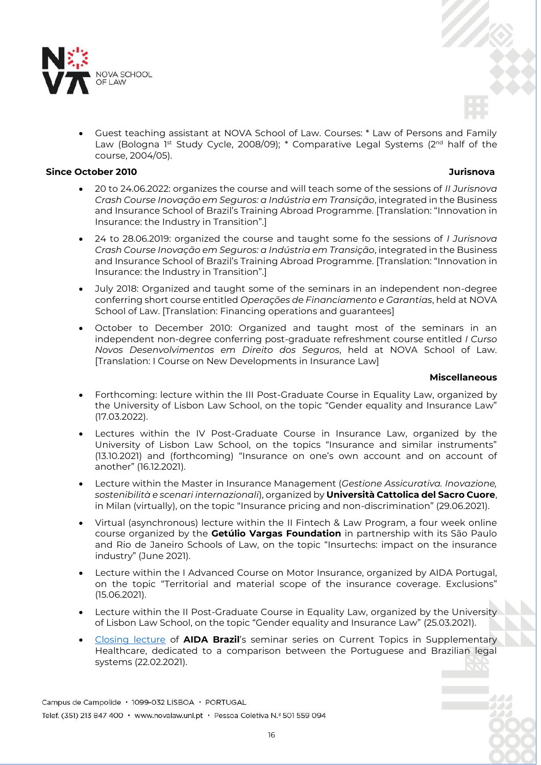- Guest teaching assistant at NOVA School of Law. Courses: * Law of Persons and Family Law (Bologna 1st Study Cycle, 2008/09); * Comparative Legal Systems (2nd half of the course, 2004/05).

**Since October 2010** **Jurisnova**

- 20 to 24.06.2022: organizes the course and will teach some of the sessions of *II Jurisnova Crash Course Inovação em Seguros: a Indústria em Transição*, integrated in the Business and Insurance School of Brazil's Training Abroad Programme. [Translation: "Innovation in Insurance: the Industry in Transition".]
- 24 to 28.06.2019: organized the course and taught some fo the sessions of *I Jurisnova Crash Course Inovação em Seguros: a Indústria em Transição*, integrated in the Business and Insurance School of Brazil's Training Abroad Programme. [Translation: "Innovation in Insurance: the Industry in Transition".]
- July 2018: Organized and taught some of the seminars in an independent non-degree conferring short course entitled *Operações de Financiamento e Garantias*, held at NOVA School of Law. [Translation: Financing operations and guarantees]
- October to December 2010: Organized and taught most of the seminars in an independent non-degree conferring post-graduate refreshment course entitled *I Curso Novos Desenvolvimentos em Direito dos Seguros*, held at NOVA School of Law. [Translation: I Course on New Developments in Insurance Law]

**Miscellaneous**

- Forthcoming: lecture within the III Post-Graduate Course in Equality Law, organized by the University of Lisbon Law School, on the topic "Gender equality and Insurance Law" (17.03.2022).
- Lectures within the IV Post-Graduate Course in Insurance Law, organized by the University of Lisbon Law School, on the topics "Insurance and similar instruments" (13.10.2021) and (forthcoming) "Insurance on one's own account and on account of another" (16.12.2021).
- Lecture within the Master in Insurance Management (*Gestione Assicurativa. Inovazione, sostenibilità e scenari internazionali*), organized by **Università Cattolica del Sacro Cuore**, in Milan (virtually), on the topic "Insurance pricing and non-discrimination" (29.06.2021).
- Virtual (asynchronous) lecture within the II Fintech & Law Program, a four week online course organized by the **Getúlio Vargas Foundation** in partnership with its São Paulo and Rio de Janeiro Schools of Law, on the topic "Insurtechs: impact on the insurance industry" (June 2021).
- Lecture within the I Advanced Course on Motor Insurance, organized by AIDA Portugal, on the topic "Territorial and material scope of the insurance coverage. Exclusions" (15.06.2021).
- Lecture within the II Post-Graduate Course in Equality Law, organized by the University of Lisbon Law School, on the topic "Gender equality and Insurance Law" (25.03.2021).
- Closing lecture of **AIDA Brazil**'s seminar series on Current Topics in Supplementary Healthcare, dedicated to a comparison between the Portuguese and Brazilian legal systems (22.02.2021).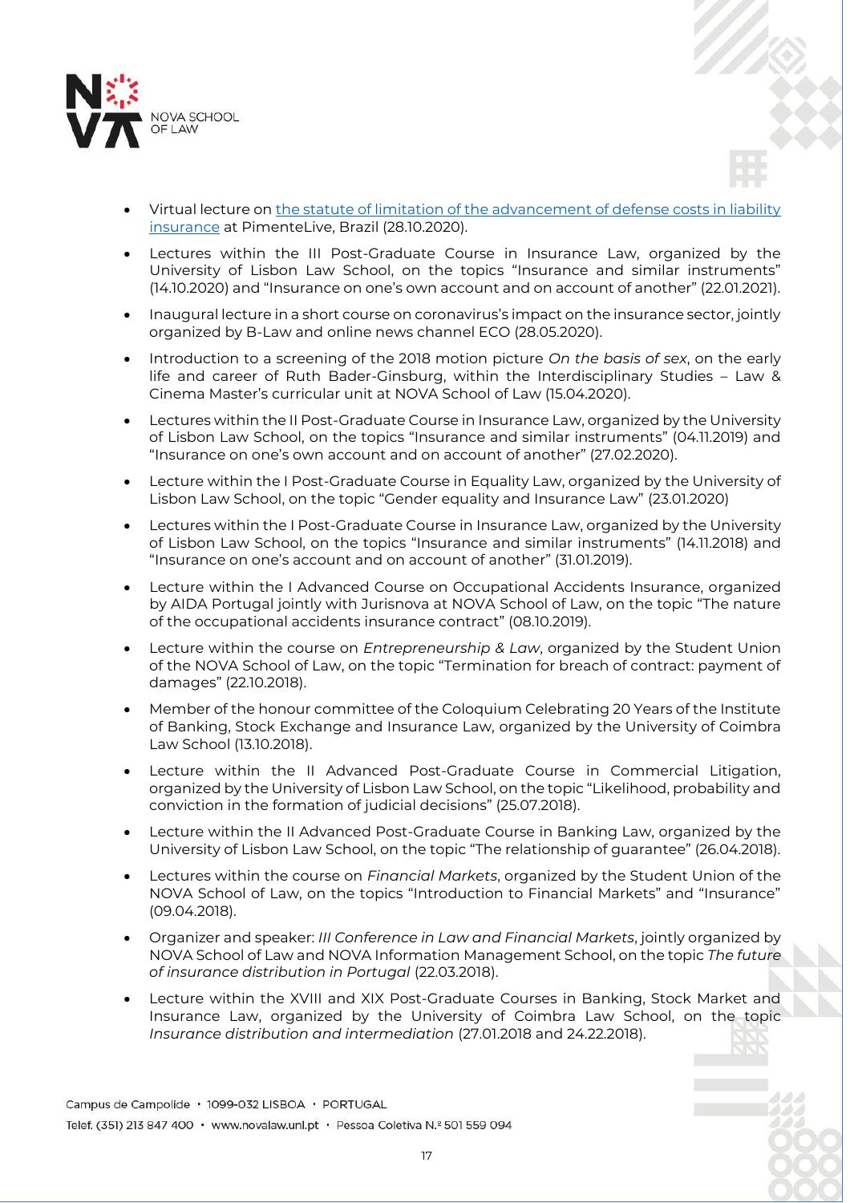- Virtual lecture on [the statute of limitation of the advancement of defense costs in liability insurance]() at PimenteLive, Brazil (28.10.2020).
- Lectures within the III Post-Graduate Course in Insurance Law, organized by the University of Lisbon Law School, on the topics "Insurance and similar instruments" (14.10.2020) and "Insurance on one's own account and on account of another" (22.01.2021).
- Inaugural lecture in a short course on coronavirus's impact on the insurance sector, jointly organized by B-Law and online news channel ECO (28.05.2020).
- Introduction to a screening of the 2018 motion picture *On the basis of sex*, on the early life and career of Ruth Bader-Ginsburg, within the Interdisciplinary Studies – Law & Cinema Master's curricular unit at NOVA School of Law (15.04.2020).
- Lectures within the II Post-Graduate Course in Insurance Law, organized by the University of Lisbon Law School, on the topics "Insurance and similar instruments" (04.11.2019) and "Insurance on one's own account and on account of another" (27.02.2020).
- Lecture within the I Post-Graduate Course in Equality Law, organized by the University of Lisbon Law School, on the topic "Gender equality and Insurance Law" (23.01.2020)
- Lectures within the I Post-Graduate Course in Insurance Law, organized by the University of Lisbon Law School, on the topics "Insurance and similar instruments" (14.11.2018) and "Insurance on one's account and on account of another" (31.01.2019).
- Lecture within the I Advanced Course on Occupational Accidents Insurance, organized by AIDA Portugal jointly with Jurisnova at NOVA School of Law, on the topic "The nature of the occupational accidents insurance contract" (08.10.2019).
- Lecture within the course on *Entrepreneurship & Law*, organized by the Student Union of the NOVA School of Law, on the topic "Termination for breach of contract: payment of damages" (22.10.2018).
- Member of the honour committee of the Coloquium Celebrating 20 Years of the Institute of Banking, Stock Exchange and Insurance Law, organized by the University of Coimbra Law School (13.10.2018).
- Lecture within the II Advanced Post-Graduate Course in Commercial Litigation, organized by the University of Lisbon Law School, on the topic "Likelihood, probability and conviction in the formation of judicial decisions" (25.07.2018).
- Lecture within the II Advanced Post-Graduate Course in Banking Law, organized by the University of Lisbon Law School, on the topic "The relationship of guarantee" (26.04.2018).
- Lectures within the course on *Financial Markets*, organized by the Student Union of the NOVA School of Law, on the topics "Introduction to Financial Markets" and "Insurance" (09.04.2018).
- Organizer and speaker: *III Conference in Law and Financial Markets*, jointly organized by NOVA School of Law and NOVA Information Management School, on the topic *The future of insurance distribution in Portugal* (22.03.2018).
- Lecture within the XVIII and XIX Post-Graduate Courses in Banking, Stock Market and Insurance Law, organized by the University of Coimbra Law School, on the topic *Insurance distribution and intermediation* (27.01.2018 and 24.22.2018).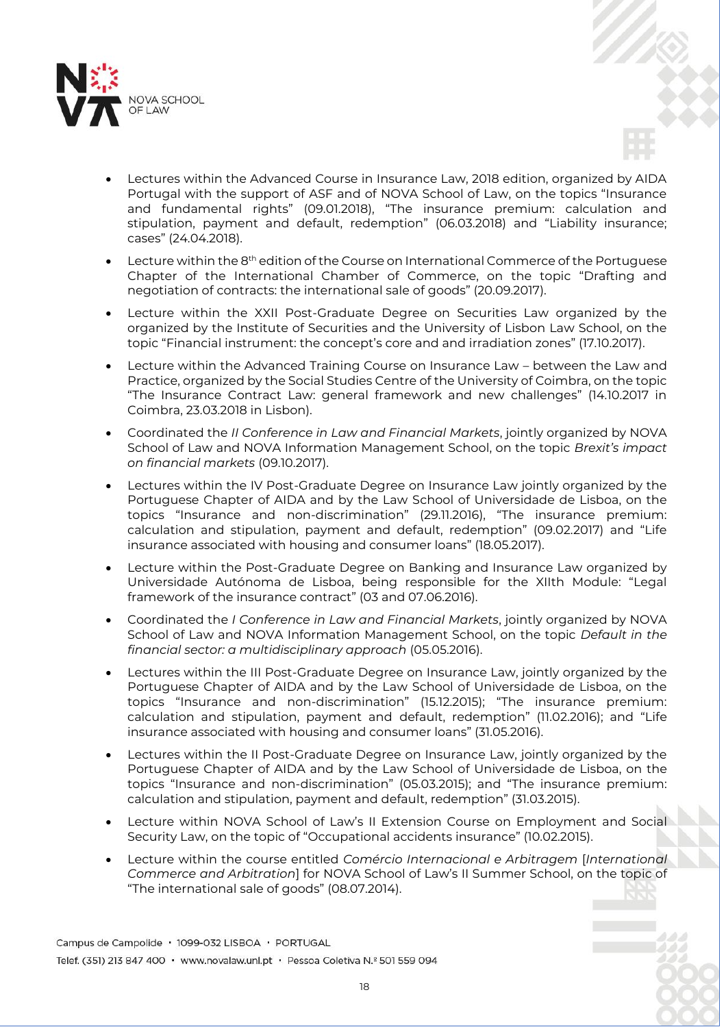- Lectures within the Advanced Course in Insurance Law, 2018 edition, organized by AIDA Portugal with the support of ASF and of NOVA School of Law, on the topics "Insurance and fundamental rights" (09.01.2018), "The insurance premium: calculation and stipulation, payment and default, redemption" (06.03.2018) and "Liability insurance; cases" (24.04.2018).
- Lecture within the 8th edition of the Course on International Commerce of the Portuguese Chapter of the International Chamber of Commerce, on the topic "Drafting and negotiation of contracts: the international sale of goods" (20.09.2017).
- Lecture within the XXII Post-Graduate Degree on Securities Law organized by the organized by the Institute of Securities and the University of Lisbon Law School, on the topic "Financial instrument: the concept's core and and irradiation zones" (17.10.2017).
- Lecture within the Advanced Training Course on Insurance Law – between the Law and Practice, organized by the Social Studies Centre of the University of Coimbra, on the topic "The Insurance Contract Law: general framework and new challenges" (14.10.2017 in Coimbra, 23.03.2018 in Lisbon).
- Coordinated the *II Conference in Law and Financial Markets*, jointly organized by NOVA School of Law and NOVA Information Management School, on the topic *Brexit's impact on financial markets* (09.10.2017).
- Lectures within the IV Post-Graduate Degree on Insurance Law jointly organized by the Portuguese Chapter of AIDA and by the Law School of Universidade de Lisboa, on the topics "Insurance and non-discrimination" (29.11.2016), "The insurance premium: calculation and stipulation, payment and default, redemption" (09.02.2017) and "Life insurance associated with housing and consumer loans" (18.05.2017).
- Lecture within the Post-Graduate Degree on Banking and Insurance Law organized by Universidade Autónoma de Lisboa, being responsible for the XIIth Module: "Legal framework of the insurance contract" (03 and 07.06.2016).
- Coordinated the *I Conference in Law and Financial Markets*, jointly organized by NOVA School of Law and NOVA Information Management School, on the topic *Default in the financial sector: a multidisciplinary approach* (05.05.2016).
- Lectures within the III Post-Graduate Degree on Insurance Law, jointly organized by the Portuguese Chapter of AIDA and by the Law School of Universidade de Lisboa, on the topics "Insurance and non-discrimination" (15.12.2015); "The insurance premium: calculation and stipulation, payment and default, redemption" (11.02.2016); and "Life insurance associated with housing and consumer loans" (31.05.2016).
- Lectures within the II Post-Graduate Degree on Insurance Law, jointly organized by the Portuguese Chapter of AIDA and by the Law School of Universidade de Lisboa, on the topics "Insurance and non-discrimination" (05.03.2015); and "The insurance premium: calculation and stipulation, payment and default, redemption" (31.03.2015).
- Lecture within NOVA School of Law's II Extension Course on Employment and Social Security Law, on the topic of "Occupational accidents insurance" (10.02.2015).
- Lecture within the course entitled *Comércio Internacional e Arbitragem* [*International Commerce and Arbitration*] for NOVA School of Law's II Summer School, on the topic of "The international sale of goods" (08.07.2014).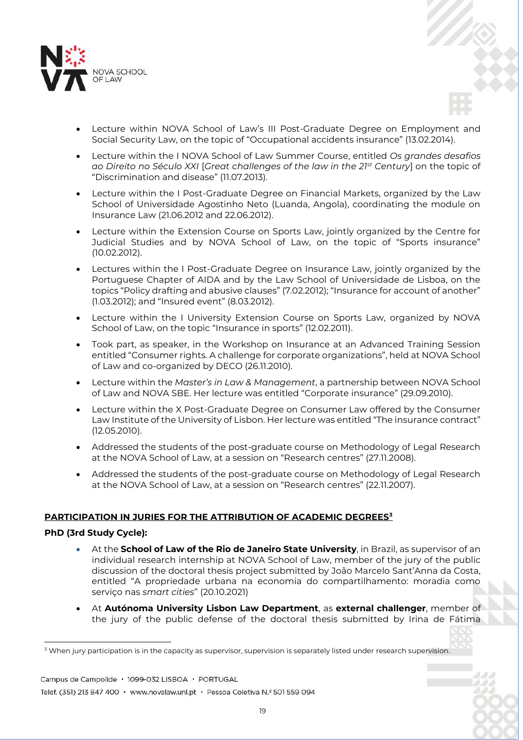- Lecture within NOVA School of Law's III Post-Graduate Degree on Employment and Social Security Law, on the topic of "Occupational accidents insurance" (13.02.2014).
- Lecture within the I NOVA School of Law Summer Course, entitled *Os grandes desafios ao Direito no Século XXI* [*Great challenges of the law in the 21st Century*] on the topic of "Discrimination and disease" (11.07.2013).
- Lecture within the I Post-Graduate Degree on Financial Markets, organized by the Law School of Universidade Agostinho Neto (Luanda, Angola), coordinating the module on Insurance Law (21.06.2012 and 22.06.2012).
- Lecture within the Extension Course on Sports Law, jointly organized by the Centre for Judicial Studies and by NOVA School of Law, on the topic of "Sports insurance" (10.02.2012).
- Lectures within the I Post-Graduate Degree on Insurance Law, jointly organized by the Portuguese Chapter of AIDA and by the Law School of Universidade de Lisboa, on the topics "Policy drafting and abusive clauses" (7.02.2012); "Insurance for account of another" (1.03.2012); and "Insured event" (8.03.2012).
- Lecture within the I University Extension Course on Sports Law, organized by NOVA School of Law, on the topic "Insurance in sports" (12.02.2011).
- Took part, as speaker, in the Workshop on Insurance at an Advanced Training Session entitled "Consumer rights. A challenge for corporate organizations", held at NOVA School of Law and co-organized by DECO (26.11.2010).
- Lecture within the *Master's in Law & Management*, a partnership between NOVA School of Law and NOVA SBE. Her lecture was entitled "Corporate insurance" (29.09.2010).
- Lecture within the X Post-Graduate Degree on Consumer Law offered by the Consumer Law Institute of the University of Lisbon. Her lecture was entitled "The insurance contract" (12.05.2010).
- Addressed the students of the post-graduate course on Methodology of Legal Research at the NOVA School of Law, at a session on "Research centres" (27.11.2008).
- Addressed the students of the post-graduate course on Methodology of Legal Research at the NOVA School of Law, at a session on "Research centres" (22.11.2007).

**PARTICIPATION IN JURIES FOR THE ATTRIBUTION OF ACADEMIC DEGREES[3]**

**PhD (3rd Study Cycle):**

- At the **School of Law of the Rio de Janeiro State University**, in Brazil, as supervisor of an individual research internship at NOVA School of Law, member of the jury of the public discussion of the doctoral thesis project submitted by João Marcelo Sant'Anna da Costa, entitled "A propriedade urbana na economia do compartilhamento: moradia como serviço nas *smart cities*" (20.10.2021)
- At **Autónoma University Lisbon Law Department**, as **external challenger**, member of the jury of the public defense of the doctoral thesis submitted by Irina de Fátima

[3] When jury participation is in the capacity as supervisor, supervision is separately listed under research supervision.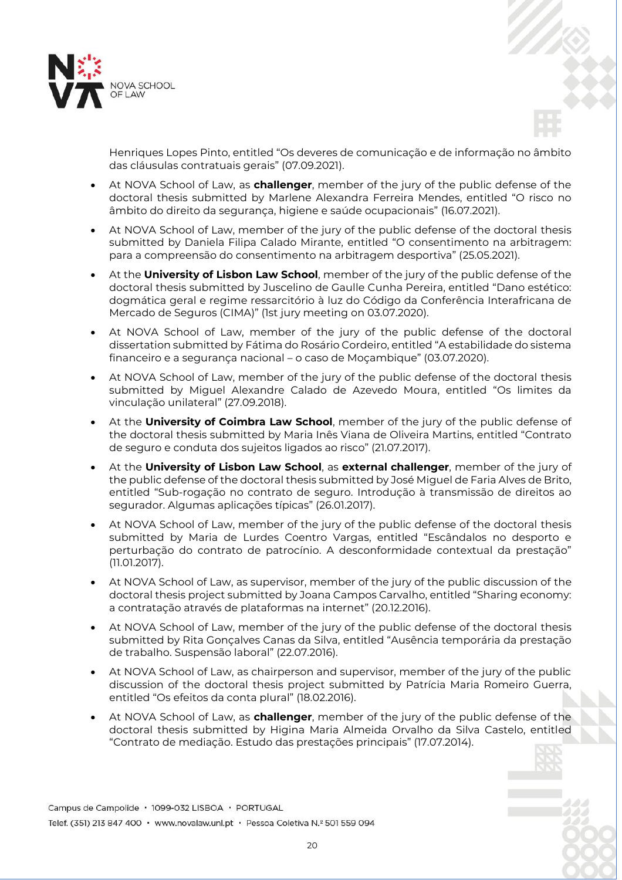Henriques Lopes Pinto, entitled “Os deveres de comunicação e de informação no âmbito das cláusulas contratuais gerais” (07.09.2021).

- At NOVA School of Law, as **challenger**, member of the jury of the public defense of the doctoral thesis submitted by Marlene Alexandra Ferreira Mendes, entitled “O risco no âmbito do direito da segurança, higiene e saúde ocupacionais” (16.07.2021).
- At NOVA School of Law, member of the jury of the public defense of the doctoral thesis submitted by Daniela Filipa Calado Mirante, entitled “O consentimento na arbitragem: para a compreensão do consentimento na arbitragem desportiva” (25.05.2021).
- At the **University of Lisbon Law School**, member of the jury of the public defense of the doctoral thesis submitted by Juscelino de Gaulle Cunha Pereira, entitled “Dano estético: dogmática geral e regime ressarcitório à luz do Código da Conferência Interafricana de Mercado de Seguros (CIMA)” (1st jury meeting on 03.07.2020).
- At NOVA School of Law, member of the jury of the public defense of the doctoral dissertation submitted by Fátima do Rosário Cordeiro, entitled “A estabilidade do sistema financeiro e a segurança nacional – o caso de Moçambique” (03.07.2020).
- At NOVA School of Law, member of the jury of the public defense of the doctoral thesis submitted by Miguel Alexandre Calado de Azevedo Moura, entitled “Os limites da vinculação unilateral” (27.09.2018).
- At the **University of Coimbra Law School**, member of the jury of the public defense of the doctoral thesis submitted by Maria Inês Viana de Oliveira Martins, entitled “Contrato de seguro e conduta dos sujeitos ligados ao risco” (21.07.2017).
- At the **University of Lisbon Law School**, as **external challenger**, member of the jury of the public defense of the doctoral thesis submitted by José Miguel de Faria Alves de Brito, entitled “Sub-rogação no contrato de seguro. Introdução à transmissão de direitos ao segurador. Algumas aplicações típicas” (26.01.2017).
- At NOVA School of Law, member of the jury of the public defense of the doctoral thesis submitted by Maria de Lurdes Coentro Vargas, entitled “Escândalos no desporto e perturbação do contrato de patrocínio. A desconformidade contextual da prestação” (11.01.2017).
- At NOVA School of Law, as supervisor, member of the jury of the public discussion of the doctoral thesis project submitted by Joana Campos Carvalho, entitled “Sharing economy: a contratação através de plataformas na internet” (20.12.2016).
- At NOVA School of Law, member of the jury of the public defense of the doctoral thesis submitted by Rita Gonçalves Canas da Silva, entitled “Ausência temporária da prestação de trabalho. Suspensão laboral” (22.07.2016).
- At NOVA School of Law, as chairperson and supervisor, member of the jury of the public discussion of the doctoral thesis project submitted by Patrícia Maria Romeiro Guerra, entitled “Os efeitos da conta plural” (18.02.2016).
- At NOVA School of Law, as **challenger**, member of the jury of the public defense of the doctoral thesis submitted by Higina Maria Almeida Orvalho da Silva Castelo, entitled “Contrato de mediação. Estudo das prestações principais” (17.07.2014).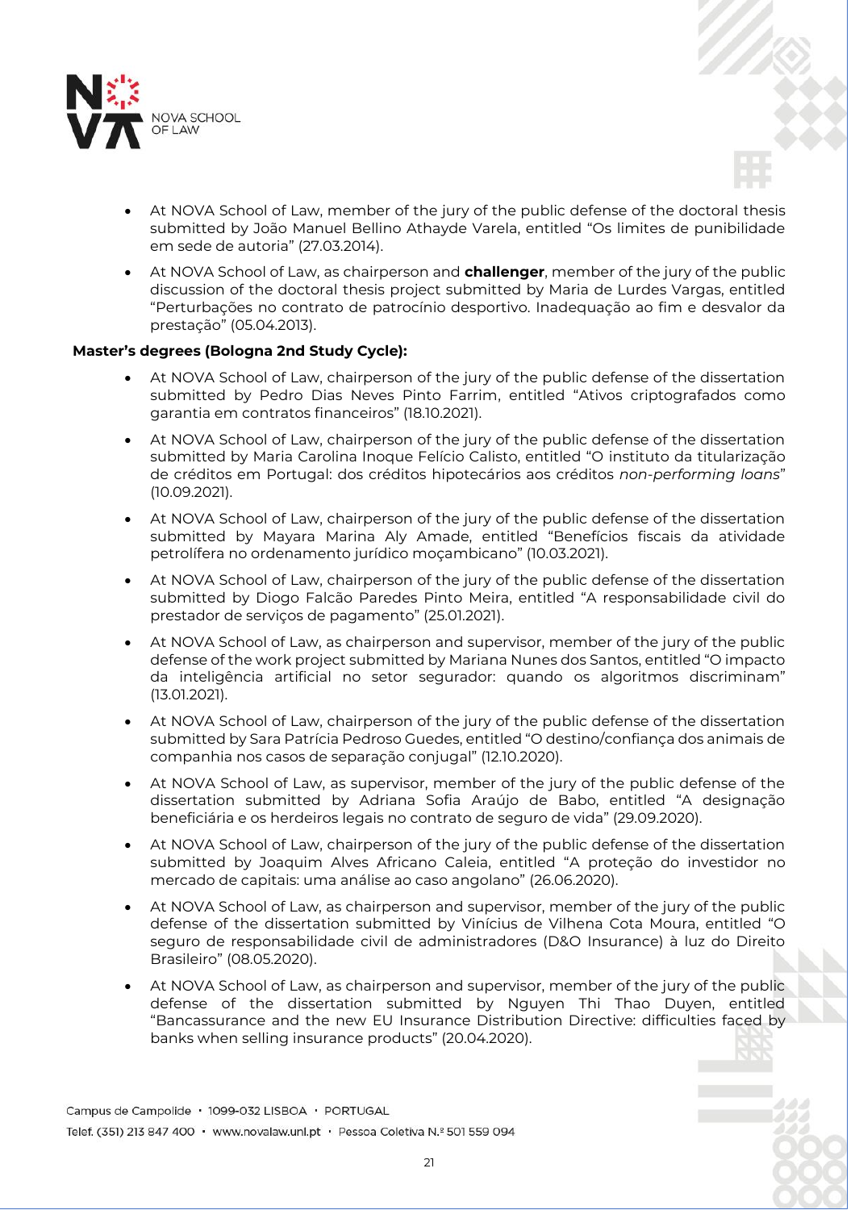- At NOVA School of Law, member of the jury of the public defense of the doctoral thesis submitted by João Manuel Bellino Athayde Varela, entitled "Os limites de punibilidade em sede de autoria" (27.03.2014).
- At NOVA School of Law, as chairperson and **challenger**, member of the jury of the public discussion of the doctoral thesis project submitted by Maria de Lurdes Vargas, entitled "Perturbações no contrato de patrocínio desportivo. Inadequação ao fim e desvalor da prestação" (05.04.2013).

**Master's degrees (Bologna 2nd Study Cycle):**

- At NOVA School of Law, chairperson of the jury of the public defense of the dissertation submitted by Pedro Dias Neves Pinto Farrim, entitled "Ativos criptografados como garantia em contratos financeiros" (18.10.2021).
- At NOVA School of Law, chairperson of the jury of the public defense of the dissertation submitted by Maria Carolina Inoque Felício Calisto, entitled "O instituto da titularização de créditos em Portugal: dos créditos hipotecários aos créditos *non-performing loans*" (10.09.2021).
- At NOVA School of Law, chairperson of the jury of the public defense of the dissertation submitted by Mayara Marina Aly Amade, entitled "Benefícios fiscais da atividade petrolífera no ordenamento jurídico moçambicano" (10.03.2021).
- At NOVA School of Law, chairperson of the jury of the public defense of the dissertation submitted by Diogo Falcão Paredes Pinto Meira, entitled "A responsabilidade civil do prestador de serviços de pagamento" (25.01.2021).
- At NOVA School of Law, as chairperson and supervisor, member of the jury of the public defense of the work project submitted by Mariana Nunes dos Santos, entitled "O impacto da inteligência artificial no setor segurador: quando os algoritmos discriminam" (13.01.2021).
- At NOVA School of Law, chairperson of the jury of the public defense of the dissertation submitted by Sara Patrícia Pedroso Guedes, entitled "O destino/confiança dos animais de companhia nos casos de separação conjugal" (12.10.2020).
- At NOVA School of Law, as supervisor, member of the jury of the public defense of the dissertation submitted by Adriana Sofia Araújo de Babo, entitled "A designação beneficiária e os herdeiros legais no contrato de seguro de vida" (29.09.2020).
- At NOVA School of Law, chairperson of the jury of the public defense of the dissertation submitted by Joaquim Alves Africano Caleia, entitled "A proteção do investidor no mercado de capitais: uma análise ao caso angolano" (26.06.2020).
- At NOVA School of Law, as chairperson and supervisor, member of the jury of the public defense of the dissertation submitted by Vinícius de Vilhena Cota Moura, entitled "O seguro de responsabilidade civil de administradores (D&O Insurance) à luz do Direito Brasileiro" (08.05.2020).
- At NOVA School of Law, as chairperson and supervisor, member of the jury of the public defense of the dissertation submitted by Nguyen Thi Thao Duyen, entitled "Bancassurance and the new EU Insurance Distribution Directive: difficulties faced by banks when selling insurance products" (20.04.2020).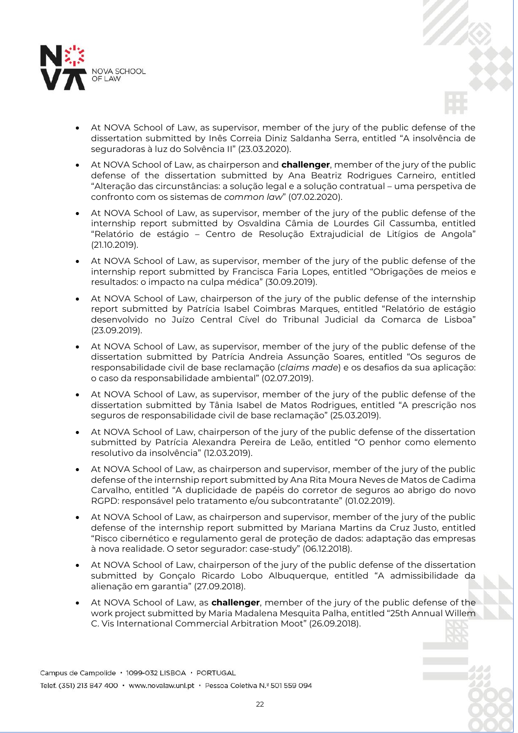- At NOVA School of Law, as supervisor, member of the jury of the public defense of the dissertation submitted by Inês Correia Diniz Saldanha Serra, entitled "A insolvência de seguradoras à luz do Solvência II" (23.03.2020).
- At NOVA School of Law, as chairperson and **challenger**, member of the jury of the public defense of the dissertation submitted by Ana Beatriz Rodrigues Carneiro, entitled "Alteração das circunstâncias: a solução legal e a solução contratual – uma perspetiva de confronto com os sistemas de *common law*" (07.02.2020).
- At NOVA School of Law, as supervisor, member of the jury of the public defense of the internship report submitted by Osvaldina Câmia de Lourdes Gil Cassumba, entitled "Relatório de estágio – Centro de Resolução Extrajudicial de Litígios de Angola" (21.10.2019).
- At NOVA School of Law, as supervisor, member of the jury of the public defense of the internship report submitted by Francisca Faria Lopes, entitled "Obrigações de meios e resultados: o impacto na culpa médica" (30.09.2019).
- At NOVA School of Law, chairperson of the jury of the public defense of the internship report submitted by Patrícia Isabel Coimbras Marques, entitled "Relatório de estágio desenvolvido no Juízo Central Cível do Tribunal Judicial da Comarca de Lisboa" (23.09.2019).
- At NOVA School of Law, as supervisor, member of the jury of the public defense of the dissertation submitted by Patrícia Andreia Assunção Soares, entitled "Os seguros de responsabilidade civil de base reclamação (*claims made*) e os desafios da sua aplicação: o caso da responsabilidade ambiental" (02.07.2019).
- At NOVA School of Law, as supervisor, member of the jury of the public defense of the dissertation submitted by Tânia Isabel de Matos Rodrigues, entitled "A prescrição nos seguros de responsabilidade civil de base reclamação" (25.03.2019).
- At NOVA School of Law, chairperson of the jury of the public defense of the dissertation submitted by Patrícia Alexandra Pereira de Leão, entitled "O penhor como elemento resolutivo da insolvência" (12.03.2019).
- At NOVA School of Law, as chairperson and supervisor, member of the jury of the public defense of the internship report submitted by Ana Rita Moura Neves de Matos de Cadima Carvalho, entitled "A duplicidade de papéis do corretor de seguros ao abrigo do novo RGPD: responsável pelo tratamento e/ou subcontratante" (01.02.2019).
- At NOVA School of Law, as chairperson and supervisor, member of the jury of the public defense of the internship report submitted by Mariana Martins da Cruz Justo, entitled "Risco cibernético e regulamento geral de proteção de dados: adaptação das empresas à nova realidade. O setor segurador: case-study" (06.12.2018).
- At NOVA School of Law, chairperson of the jury of the public defense of the dissertation submitted by Gonçalo Ricardo Lobo Albuquerque, entitled "A admissibilidade da alienação em garantia" (27.09.2018).
- At NOVA School of Law, as **challenger**, member of the jury of the public defense of the work project submitted by Maria Madalena Mesquita Palha, entitled "25th Annual Willem C. Vis International Commercial Arbitration Moot" (26.09.2018).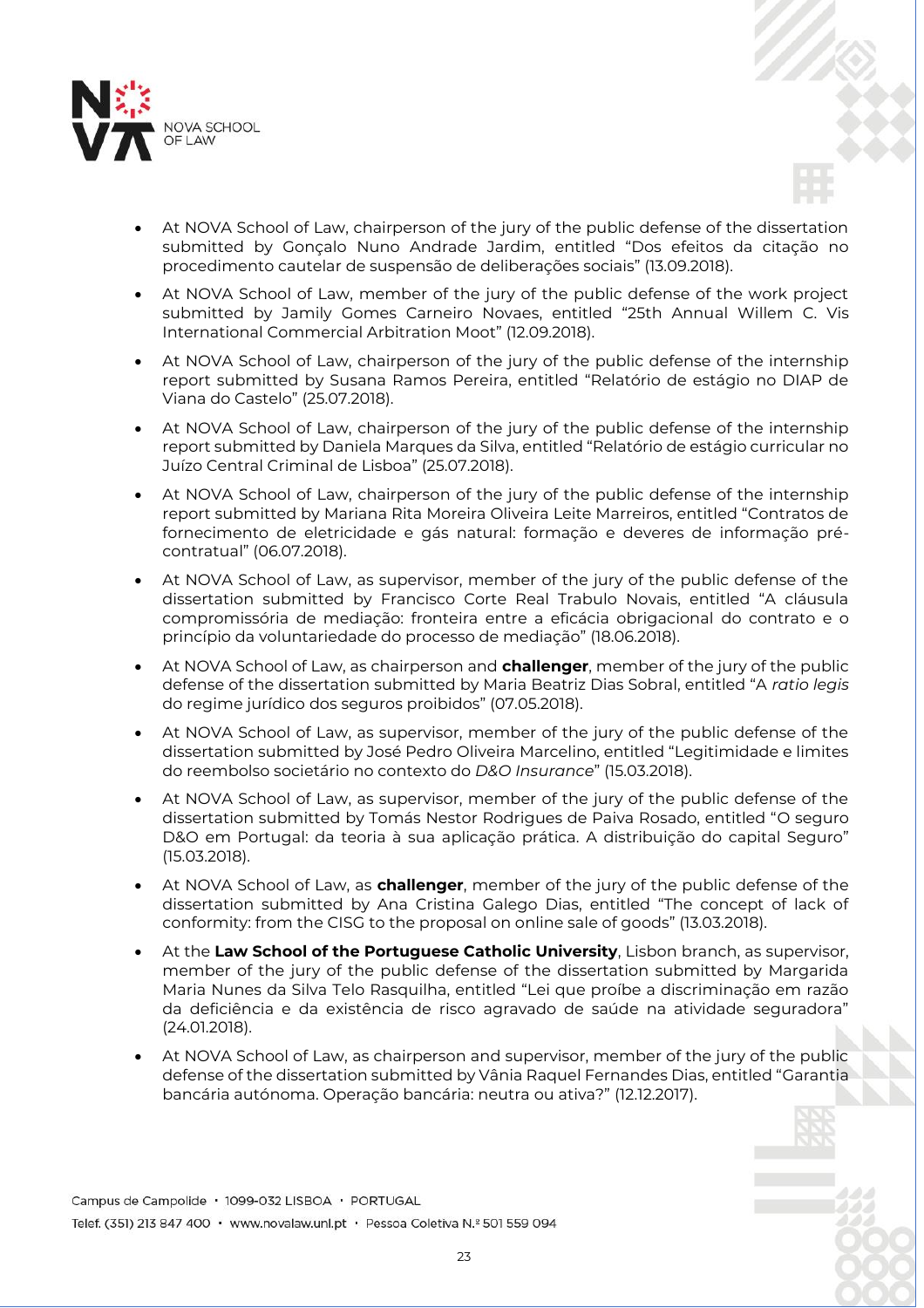- At NOVA School of Law, chairperson of the jury of the public defense of the dissertation submitted by Gonçalo Nuno Andrade Jardim, entitled "Dos efeitos da citação no procedimento cautelar de suspensão de deliberações sociais" (13.09.2018).
- At NOVA School of Law, member of the jury of the public defense of the work project submitted by Jamily Gomes Carneiro Novaes, entitled "25th Annual Willem C. Vis International Commercial Arbitration Moot" (12.09.2018).
- At NOVA School of Law, chairperson of the jury of the public defense of the internship report submitted by Susana Ramos Pereira, entitled "Relatório de estágio no DIAP de Viana do Castelo" (25.07.2018).
- At NOVA School of Law, chairperson of the jury of the public defense of the internship report submitted by Daniela Marques da Silva, entitled "Relatório de estágio curricular no Juízo Central Criminal de Lisboa" (25.07.2018).
- At NOVA School of Law, chairperson of the jury of the public defense of the internship report submitted by Mariana Rita Moreira Oliveira Leite Marreiros, entitled "Contratos de fornecimento de eletricidade e gás natural: formação e deveres de informação pré-contratual" (06.07.2018).
- At NOVA School of Law, as supervisor, member of the jury of the public defense of the dissertation submitted by Francisco Corte Real Trabulo Novais, entitled "A cláusula compromissória de mediação: fronteira entre a eficácia obrigacional do contrato e o princípio da voluntariedade do processo de mediação" (18.06.2018).
- At NOVA School of Law, as chairperson and **challenger**, member of the jury of the public defense of the dissertation submitted by Maria Beatriz Dias Sobral, entitled "A *ratio legis* do regime jurídico dos seguros proibidos" (07.05.2018).
- At NOVA School of Law, as supervisor, member of the jury of the public defense of the dissertation submitted by José Pedro Oliveira Marcelino, entitled "Legitimidade e limites do reembolso societário no contexto do *D&O Insurance*" (15.03.2018).
- At NOVA School of Law, as supervisor, member of the jury of the public defense of the dissertation submitted by Tomás Nestor Rodrigues de Paiva Rosado, entitled "O seguro D&O em Portugal: da teoria à sua aplicação prática. A distribuição do capital Seguro" (15.03.2018).
- At NOVA School of Law, as **challenger**, member of the jury of the public defense of the dissertation submitted by Ana Cristina Galego Dias, entitled "The concept of lack of conformity: from the CISG to the proposal on online sale of goods" (13.03.2018).
- At the **Law School of the Portuguese Catholic University**, Lisbon branch, as supervisor, member of the jury of the public defense of the dissertation submitted by Margarida Maria Nunes da Silva Telo Rasquilha, entitled "Lei que proíbe a discriminação em razão da deficiência e da existência de risco agravado de saúde na atividade seguradora" (24.01.2018).
- At NOVA School of Law, as chairperson and supervisor, member of the jury of the public defense of the dissertation submitted by Vânia Raquel Fernandes Dias, entitled "Garantia bancária autónoma. Operação bancária: neutra ou ativa?" (12.12.2017).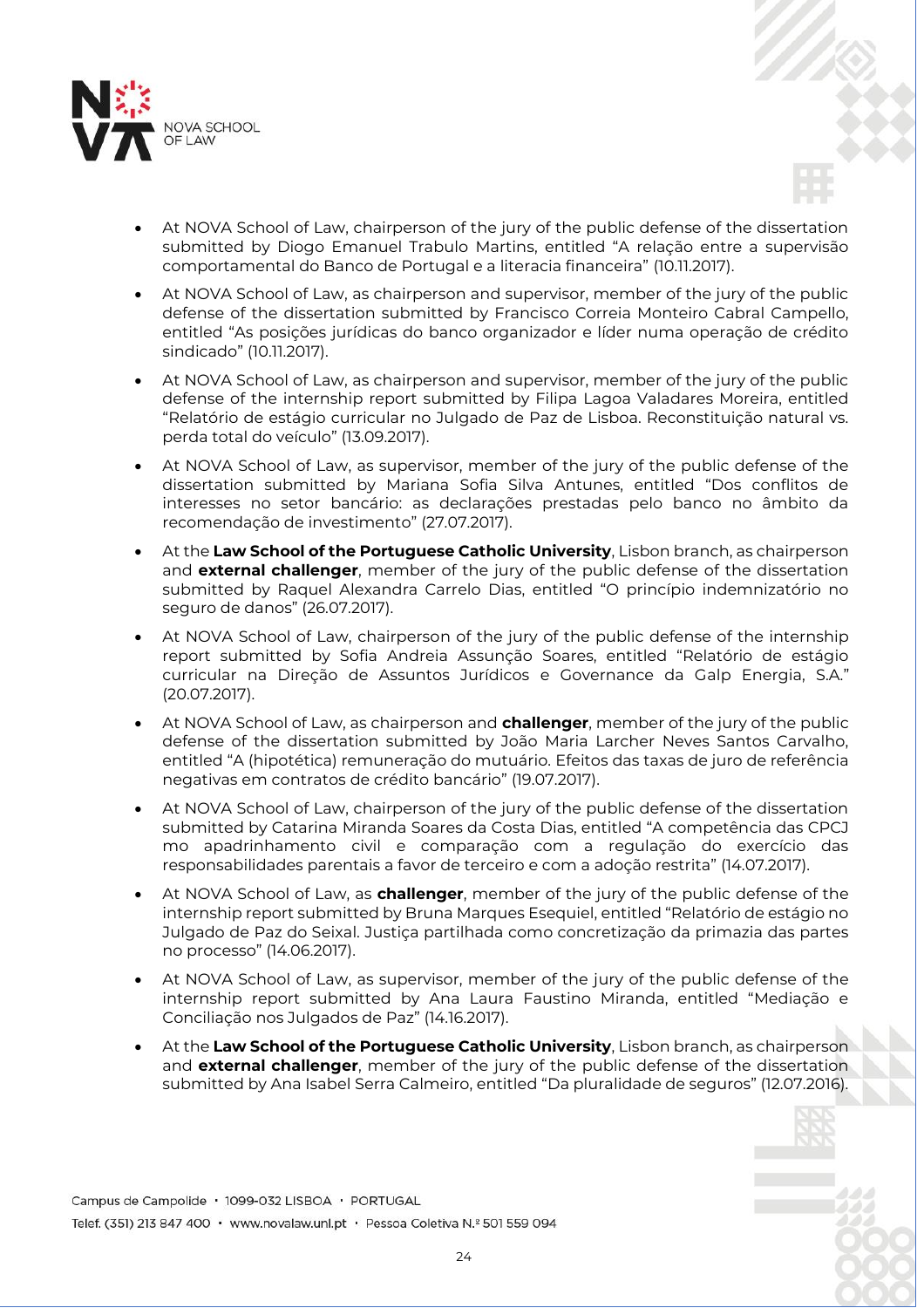- At NOVA School of Law, chairperson of the jury of the public defense of the dissertation submitted by Diogo Emanuel Trabulo Martins, entitled “A relação entre a supervisão comportamental do Banco de Portugal e a literacia financeira” (10.11.2017).
- At NOVA School of Law, as chairperson and supervisor, member of the jury of the public defense of the dissertation submitted by Francisco Correia Monteiro Cabral Campello, entitled “As posições jurídicas do banco organizador e líder numa operação de crédito sindicado” (10.11.2017).
- At NOVA School of Law, as chairperson and supervisor, member of the jury of the public defense of the internship report submitted by Filipa Lagoa Valadares Moreira, entitled “Relatório de estágio curricular no Julgado de Paz de Lisboa. Reconstituição natural vs. perda total do veículo” (13.09.2017).
- At NOVA School of Law, as supervisor, member of the jury of the public defense of the dissertation submitted by Mariana Sofia Silva Antunes, entitled “Dos conflitos de interesses no setor bancário: as declarações prestadas pelo banco no âmbito da recomendação de investimento” (27.07.2017).
- At the **Law School of the Portuguese Catholic University**, Lisbon branch, as chairperson and **external challenger**, member of the jury of the public defense of the dissertation submitted by Raquel Alexandra Carrelo Dias, entitled “O princípio indemnizatório no seguro de danos” (26.07.2017).
- At NOVA School of Law, chairperson of the jury of the public defense of the internship report submitted by Sofia Andreia Assunção Soares, entitled “Relatório de estágio curricular na Direção de Assuntos Jurídicos e Governance da Galp Energia, S.A.” (20.07.2017).
- At NOVA School of Law, as chairperson and **challenger**, member of the jury of the public defense of the dissertation submitted by João Maria Larcher Neves Santos Carvalho, entitled “A (hipotética) remuneração do mutuário. Efeitos das taxas de juro de referência negativas em contratos de crédito bancário” (19.07.2017).
- At NOVA School of Law, chairperson of the jury of the public defense of the dissertation submitted by Catarina Miranda Soares da Costa Dias, entitled “A competência das CPCJ mo apadrinhamento civil e comparação com a regulação do exercício das responsabilidades parentais a favor de terceiro e com a adoção restrita” (14.07.2017).
- At NOVA School of Law, as **challenger**, member of the jury of the public defense of the internship report submitted by Bruna Marques Esequiel, entitled “Relatório de estágio no Julgado de Paz do Seixal. Justiça partilhada como concretização da primazia das partes no processo” (14.06.2017).
- At NOVA School of Law, as supervisor, member of the jury of the public defense of the internship report submitted by Ana Laura Faustino Miranda, entitled “Mediação e Conciliação nos Julgados de Paz” (14.16.2017).
- At the **Law School of the Portuguese Catholic University**, Lisbon branch, as chairperson and **external challenger**, member of the jury of the public defense of the dissertation submitted by Ana Isabel Serra Calmeiro, entitled “Da pluralidade de seguros” (12.07.2016).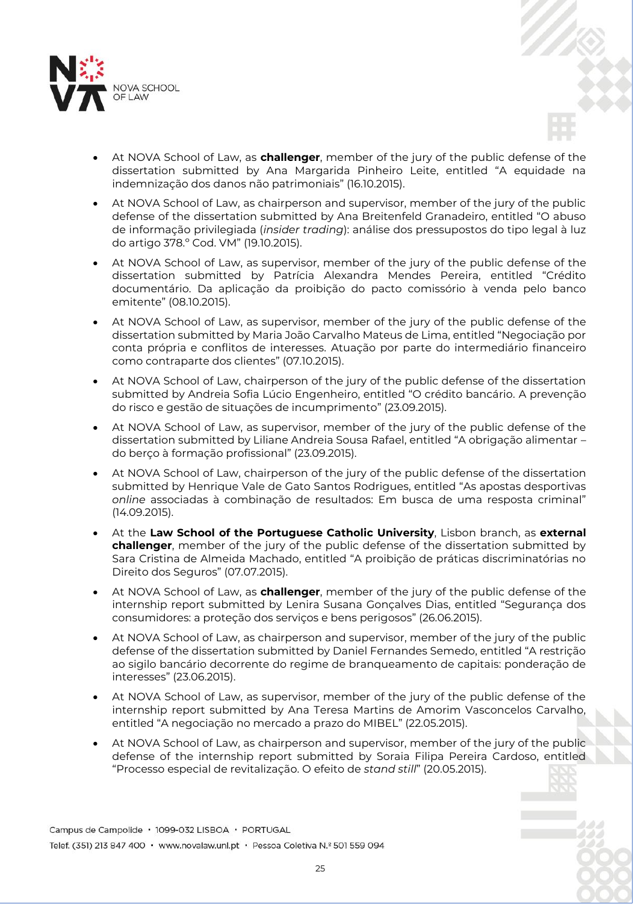- At NOVA School of Law, as **challenger**, member of the jury of the public defense of the dissertation submitted by Ana Margarida Pinheiro Leite, entitled "A equidade na indemnização dos danos não patrimoniais" (16.10.2015).
- At NOVA School of Law, as chairperson and supervisor, member of the jury of the public defense of the dissertation submitted by Ana Breitenfeld Granadeiro, entitled "O abuso de informação privilegiada (*insider trading*): análise dos pressupostos do tipo legal à luz do artigo 378.º Cod. VM" (19.10.2015).
- At NOVA School of Law, as supervisor, member of the jury of the public defense of the dissertation submitted by Patrícia Alexandra Mendes Pereira, entitled "Crédito documentário. Da aplicação da proibição do pacto comissório à venda pelo banco emitente" (08.10.2015).
- At NOVA School of Law, as supervisor, member of the jury of the public defense of the dissertation submitted by Maria João Carvalho Mateus de Lima, entitled "Negociação por conta própria e conflitos de interesses. Atuação por parte do intermediário financeiro como contraparte dos clientes" (07.10.2015).
- At NOVA School of Law, chairperson of the jury of the public defense of the dissertation submitted by Andreia Sofia Lúcio Engenheiro, entitled "O crédito bancário. A prevenção do risco e gestão de situações de incumprimento" (23.09.2015).
- At NOVA School of Law, as supervisor, member of the jury of the public defense of the dissertation submitted by Liliane Andreia Sousa Rafael, entitled "A obrigação alimentar – do berço à formação profissional" (23.09.2015).
- At NOVA School of Law, chairperson of the jury of the public defense of the dissertation submitted by Henrique Vale de Gato Santos Rodrigues, entitled "As apostas desportivas *online* associadas à combinação de resultados: Em busca de uma resposta criminal" (14.09.2015).
- At the **Law School of the Portuguese Catholic University**, Lisbon branch, as **external challenger**, member of the jury of the public defense of the dissertation submitted by Sara Cristina de Almeida Machado, entitled "A proibição de práticas discriminatórias no Direito dos Seguros" (07.07.2015).
- At NOVA School of Law, as **challenger**, member of the jury of the public defense of the internship report submitted by Lenira Susana Gonçalves Dias, entitled "Segurança dos consumidores: a proteção dos serviços e bens perigosos" (26.06.2015).
- At NOVA School of Law, as chairperson and supervisor, member of the jury of the public defense of the dissertation submitted by Daniel Fernandes Semedo, entitled "A restrição ao sigilo bancário decorrente do regime de branqueamento de capitais: ponderação de interesses" (23.06.2015).
- At NOVA School of Law, as supervisor, member of the jury of the public defense of the internship report submitted by Ana Teresa Martins de Amorim Vasconcelos Carvalho, entitled "A negociação no mercado a prazo do MIBEL" (22.05.2015).
- At NOVA School of Law, as chairperson and supervisor, member of the jury of the public defense of the internship report submitted by Soraia Filipa Pereira Cardoso, entitled "Processo especial de revitalização. O efeito de *stand still*" (20.05.2015).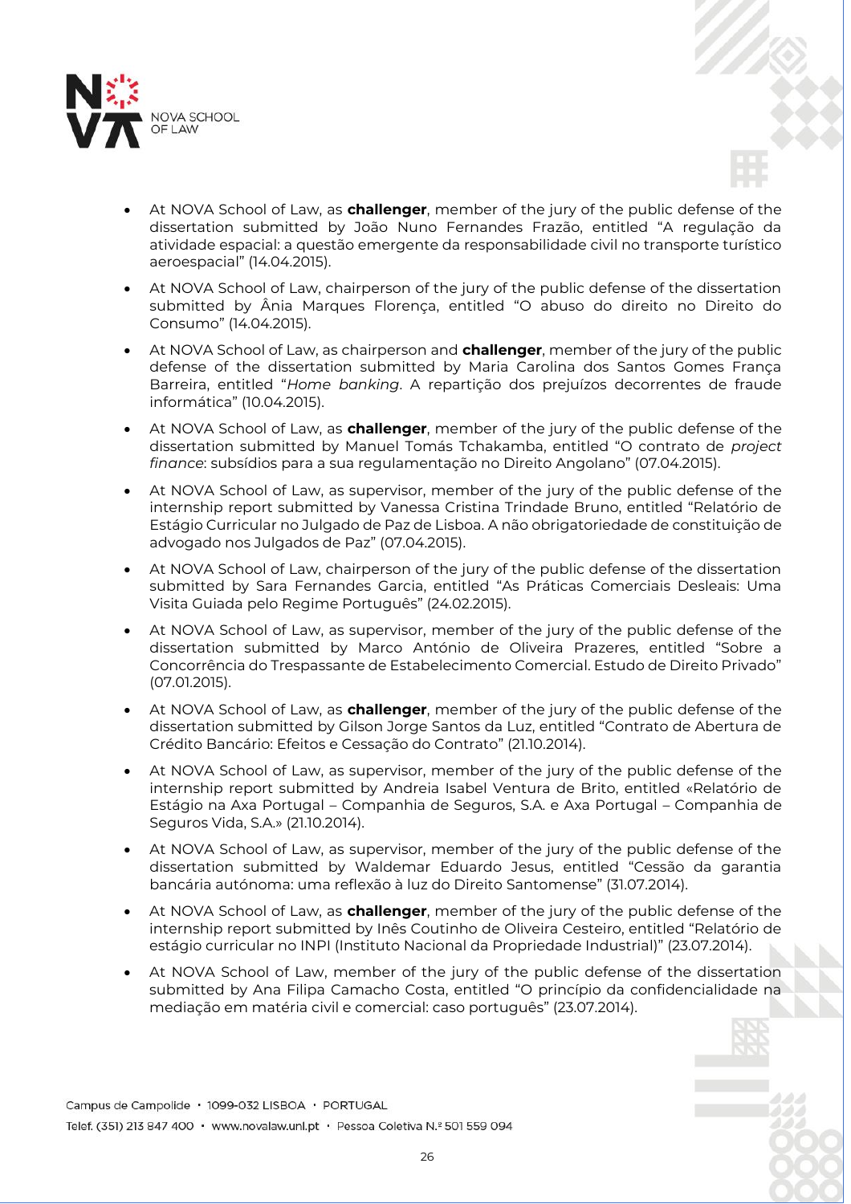- At NOVA School of Law, as **challenger**, member of the jury of the public defense of the dissertation submitted by João Nuno Fernandes Frazão, entitled "A regulação da atividade espacial: a questão emergente da responsabilidade civil no transporte turístico aeroespacial" (14.04.2015).
- At NOVA School of Law, chairperson of the jury of the public defense of the dissertation submitted by Ânia Marques Florença, entitled "O abuso do direito no Direito do Consumo" (14.04.2015).
- At NOVA School of Law, as chairperson and **challenger**, member of the jury of the public defense of the dissertation submitted by Maria Carolina dos Santos Gomes França Barreira, entitled "*Home banking*. A repartição dos prejuízos decorrentes de fraude informática" (10.04.2015).
- At NOVA School of Law, as **challenger**, member of the jury of the public defense of the dissertation submitted by Manuel Tomás Tchakamba, entitled "O contrato de *project finance*: subsídios para a sua regulamentação no Direito Angolano" (07.04.2015).
- At NOVA School of Law, as supervisor, member of the jury of the public defense of the internship report submitted by Vanessa Cristina Trindade Bruno, entitled "Relatório de Estágio Curricular no Julgado de Paz de Lisboa. A não obrigatoriedade de constituição de advogado nos Julgados de Paz" (07.04.2015).
- At NOVA School of Law, chairperson of the jury of the public defense of the dissertation submitted by Sara Fernandes Garcia, entitled "As Práticas Comerciais Desleais: Uma Visita Guiada pelo Regime Português" (24.02.2015).
- At NOVA School of Law, as supervisor, member of the jury of the public defense of the dissertation submitted by Marco António de Oliveira Prazeres, entitled "Sobre a Concorrência do Trespassante de Estabelecimento Comercial. Estudo de Direito Privado" (07.01.2015).
- At NOVA School of Law, as **challenger**, member of the jury of the public defense of the dissertation submitted by Gilson Jorge Santos da Luz, entitled "Contrato de Abertura de Crédito Bancário: Efeitos e Cessação do Contrato" (21.10.2014).
- At NOVA School of Law, as supervisor, member of the jury of the public defense of the internship report submitted by Andreia Isabel Ventura de Brito, entitled «Relatório de Estágio na Axa Portugal – Companhia de Seguros, S.A. e Axa Portugal – Companhia de Seguros Vida, S.A.» (21.10.2014).
- At NOVA School of Law, as supervisor, member of the jury of the public defense of the dissertation submitted by Waldemar Eduardo Jesus, entitled "Cessão da garantia bancária autónoma: uma reflexão à luz do Direito Santomense" (31.07.2014).
- At NOVA School of Law, as **challenger**, member of the jury of the public defense of the internship report submitted by Inês Coutinho de Oliveira Cesteiro, entitled "Relatório de estágio curricular no INPI (Instituto Nacional da Propriedade Industrial)" (23.07.2014).
- At NOVA School of Law, member of the jury of the public defense of the dissertation submitted by Ana Filipa Camacho Costa, entitled "O princípio da confidencialidade na mediação em matéria civil e comercial: caso português" (23.07.2014).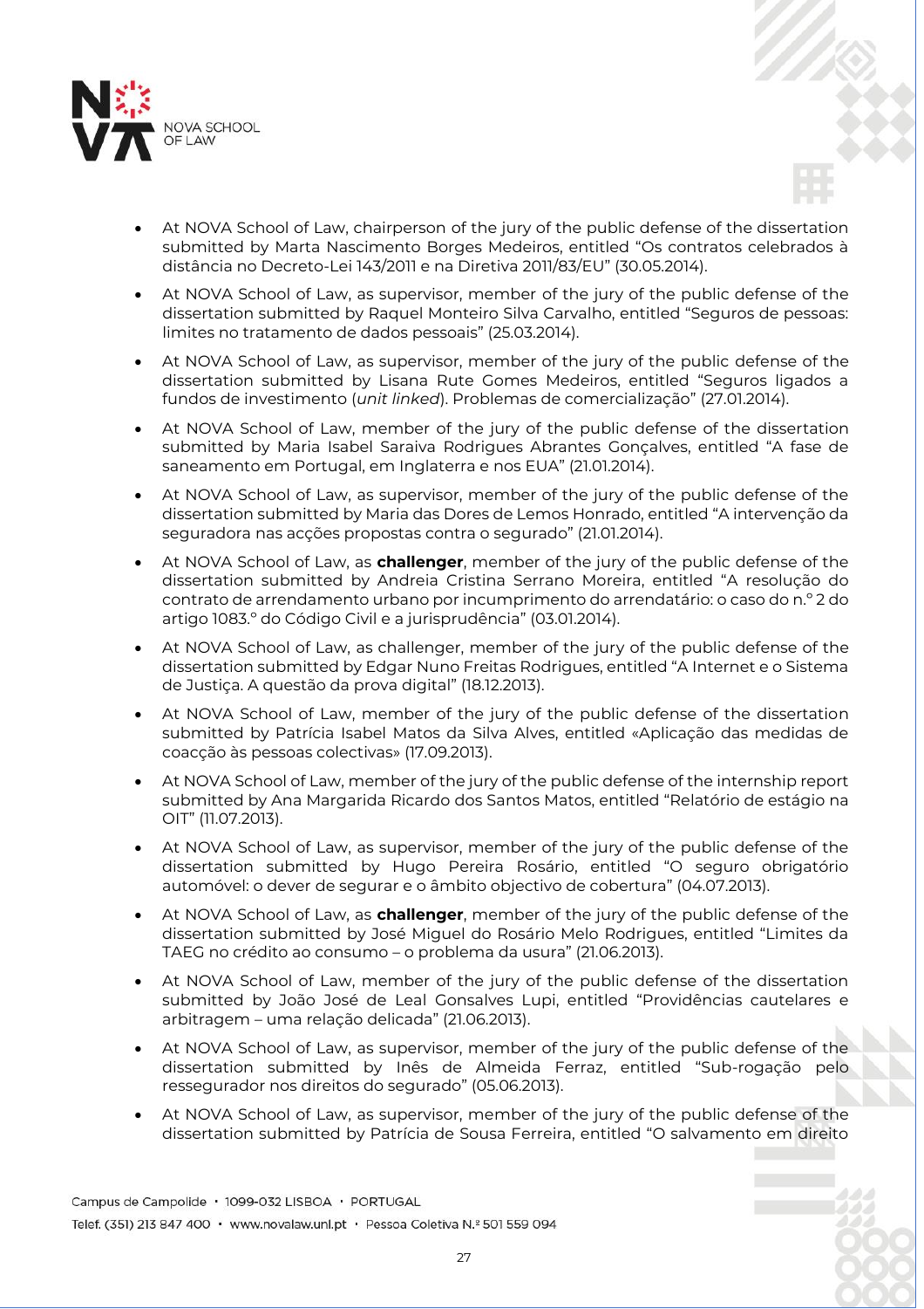- At NOVA School of Law, chairperson of the jury of the public defense of the dissertation submitted by Marta Nascimento Borges Medeiros, entitled "Os contratos celebrados à distância no Decreto-Lei 143/2011 e na Diretiva 2011/83/EU" (30.05.2014).
- At NOVA School of Law, as supervisor, member of the jury of the public defense of the dissertation submitted by Raquel Monteiro Silva Carvalho, entitled "Seguros de pessoas: limites no tratamento de dados pessoais" (25.03.2014).
- At NOVA School of Law, as supervisor, member of the jury of the public defense of the dissertation submitted by Lisana Rute Gomes Medeiros, entitled "Seguros ligados a fundos de investimento (*unit linked*). Problemas de comercialização" (27.01.2014).
- At NOVA School of Law, member of the jury of the public defense of the dissertation submitted by Maria Isabel Saraiva Rodrigues Abrantes Gonçalves, entitled "A fase de saneamento em Portugal, em Inglaterra e nos EUA" (21.01.2014).
- At NOVA School of Law, as supervisor, member of the jury of the public defense of the dissertation submitted by Maria das Dores de Lemos Honrado, entitled "A intervenção da seguradora nas acções propostas contra o segurado" (21.01.2014).
- At NOVA School of Law, as **challenger**, member of the jury of the public defense of the dissertation submitted by Andreia Cristina Serrano Moreira, entitled "A resolução do contrato de arrendamento urbano por incumprimento do arrendatário: o caso do n.º 2 do artigo 1083.º do Código Civil e a jurisprudência" (03.01.2014).
- At NOVA School of Law, as challenger, member of the jury of the public defense of the dissertation submitted by Edgar Nuno Freitas Rodrigues, entitled "A Internet e o Sistema de Justiça. A questão da prova digital" (18.12.2013).
- At NOVA School of Law, member of the jury of the public defense of the dissertation submitted by Patrícia Isabel Matos da Silva Alves, entitled «Aplicação das medidas de coacção às pessoas colectivas» (17.09.2013).
- At NOVA School of Law, member of the jury of the public defense of the internship report submitted by Ana Margarida Ricardo dos Santos Matos, entitled "Relatório de estágio na OIT" (11.07.2013).
- At NOVA School of Law, as supervisor, member of the jury of the public defense of the dissertation submitted by Hugo Pereira Rosário, entitled "O seguro obrigatório automóvel: o dever de segurar e o âmbito objectivo de cobertura" (04.07.2013).
- At NOVA School of Law, as **challenger**, member of the jury of the public defense of the dissertation submitted by José Miguel do Rosário Melo Rodrigues, entitled "Limites da TAEG no crédito ao consumo – o problema da usura" (21.06.2013).
- At NOVA School of Law, member of the jury of the public defense of the dissertation submitted by João José de Leal Gonsalves Lupi, entitled "Providências cautelares e arbitragem – uma relação delicada" (21.06.2013).
- At NOVA School of Law, as supervisor, member of the jury of the public defense of the dissertation submitted by Inês de Almeida Ferraz, entitled "Sub-rogação pelo ressegurador nos direitos do segurado" (05.06.2013).
- At NOVA School of Law, as supervisor, member of the jury of the public defense of the dissertation submitted by Patrícia de Sousa Ferreira, entitled "O salvamento em direito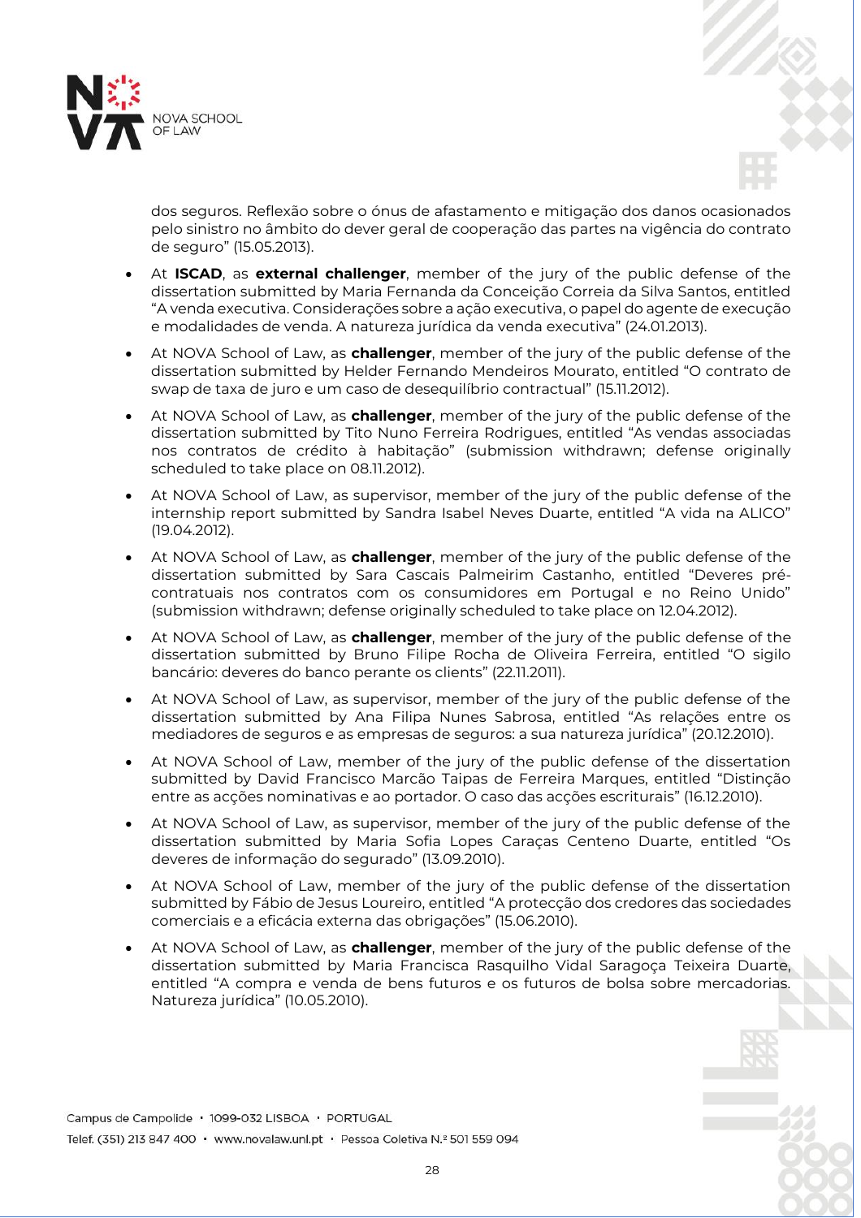dos seguros. Reflexão sobre o ónus de afastamento e mitigação dos danos ocasionados pelo sinistro no âmbito do dever geral de cooperação das partes na vigência do contrato de seguro" (15.05.2013).

- At **ISCAD**, as **external challenger**, member of the jury of the public defense of the dissertation submitted by Maria Fernanda da Conceição Correia da Silva Santos, entitled "A venda executiva. Considerações sobre a ação executiva, o papel do agente de execução e modalidades de venda. A natureza jurídica da venda executiva" (24.01.2013).
- At NOVA School of Law, as **challenger**, member of the jury of the public defense of the dissertation submitted by Helder Fernando Mendeiros Mourato, entitled "O contrato de swap de taxa de juro e um caso de desequilíbrio contractual" (15.11.2012).
- At NOVA School of Law, as **challenger**, member of the jury of the public defense of the dissertation submitted by Tito Nuno Ferreira Rodrigues, entitled "As vendas associadas nos contratos de crédito à habitação" (submission withdrawn; defense originally scheduled to take place on 08.11.2012).
- At NOVA School of Law, as supervisor, member of the jury of the public defense of the internship report submitted by Sandra Isabel Neves Duarte, entitled "A vida na ALICO" (19.04.2012).
- At NOVA School of Law, as **challenger**, member of the jury of the public defense of the dissertation submitted by Sara Cascais Palmeirim Castanho, entitled "Deveres pré-contratuais nos contratos com os consumidores em Portugal e no Reino Unido" (submission withdrawn; defense originally scheduled to take place on 12.04.2012).
- At NOVA School of Law, as **challenger**, member of the jury of the public defense of the dissertation submitted by Bruno Filipe Rocha de Oliveira Ferreira, entitled "O sigilo bancário: deveres do banco perante os clients" (22.11.2011).
- At NOVA School of Law, as supervisor, member of the jury of the public defense of the dissertation submitted by Ana Filipa Nunes Sabrosa, entitled "As relações entre os mediadores de seguros e as empresas de seguros: a sua natureza jurídica" (20.12.2010).
- At NOVA School of Law, member of the jury of the public defense of the dissertation submitted by David Francisco Marcão Taipas de Ferreira Marques, entitled "Distinção entre as acções nominativas e ao portador. O caso das acções escriturais" (16.12.2010).
- At NOVA School of Law, as supervisor, member of the jury of the public defense of the dissertation submitted by Maria Sofia Lopes Caraças Centeno Duarte, entitled "Os deveres de informação do segurado" (13.09.2010).
- At NOVA School of Law, member of the jury of the public defense of the dissertation submitted by Fábio de Jesus Loureiro, entitled "A protecção dos credores das sociedades comerciais e a eficácia externa das obrigações" (15.06.2010).
- At NOVA School of Law, as **challenger**, member of the jury of the public defense of the dissertation submitted by Maria Francisca Rasquilho Vidal Saragoça Teixeira Duarte, entitled "A compra e venda de bens futuros e os futuros de bolsa sobre mercadorias. Natureza jurídica" (10.05.2010).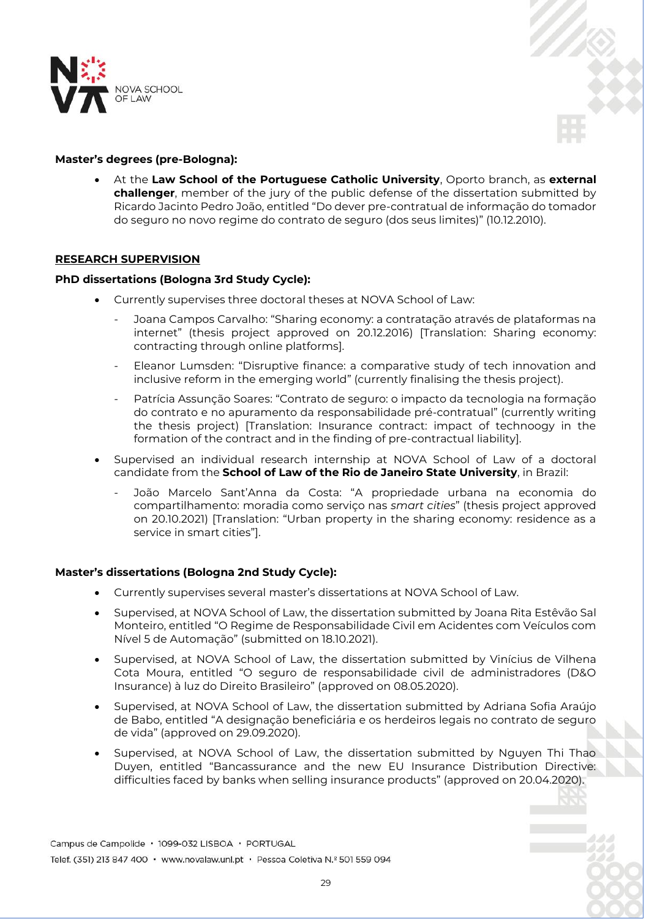**Master's degrees (pre-Bologna):**

- At the **Law School of the Portuguese Catholic University**, Oporto branch, as **external challenger**, member of the jury of the public defense of the dissertation submitted by Ricardo Jacinto Pedro João, entitled "Do dever pre-contratual de informação do tomador do seguro no novo regime do contrato de seguro (dos seus limites)" (10.12.2010).

**<u>RESEARCH SUPERVISION</u>**

**PhD dissertations (Bologna 3rd Study Cycle):**

- Currently supervises three doctoral theses at NOVA School of Law:
  - Joana Campos Carvalho: "Sharing economy: a contratação através de plataformas na internet" (thesis project approved on 20.12.2016) [Translation: Sharing economy: contracting through online platforms].
  - Eleanor Lumsden: "Disruptive finance: a comparative study of tech innovation and inclusive reform in the emerging world" (currently finalising the thesis project).
  - Patrícia Assunção Soares: "Contrato de seguro: o impacto da tecnologia na formação do contrato e no apuramento da responsabilidade pré-contratual" (currently writing the thesis project) [Translation: Insurance contract: impact of technoogy in the formation of the contract and in the finding of pre-contractual liability].
- Supervised an individual research internship at NOVA School of Law of a doctoral candidate from the **School of Law of the Rio de Janeiro State University**, in Brazil:
  - João Marcelo Sant'Anna da Costa: "A propriedade urbana na economia do compartilhamento: moradia como serviço nas *smart cities*" (thesis project approved on 20.10.2021) [Translation: "Urban property in the sharing economy: residence as a service in smart cities"].

**Master's dissertations (Bologna 2nd Study Cycle):**

- Currently supervises several master's dissertations at NOVA School of Law.
- Supervised, at NOVA School of Law, the dissertation submitted by Joana Rita Estêvão Sal Monteiro, entitled "O Regime de Responsabilidade Civil em Acidentes com Veículos com Nível 5 de Automação" (submitted on 18.10.2021).
- Supervised, at NOVA School of Law, the dissertation submitted by Vinícius de Vilhena Cota Moura, entitled "O seguro de responsabilidade civil de administradores (D&O Insurance) à luz do Direito Brasileiro" (approved on 08.05.2020).
- Supervised, at NOVA School of Law, the dissertation submitted by Adriana Sofia Araújo de Babo, entitled "A designação beneficiária e os herdeiros legais no contrato de seguro de vida" (approved on 29.09.2020).
- Supervised, at NOVA School of Law, the dissertation submitted by Nguyen Thi Thao Duyen, entitled "Bancassurance and the new EU Insurance Distribution Directive: difficulties faced by banks when selling insurance products" (approved on 20.04.2020).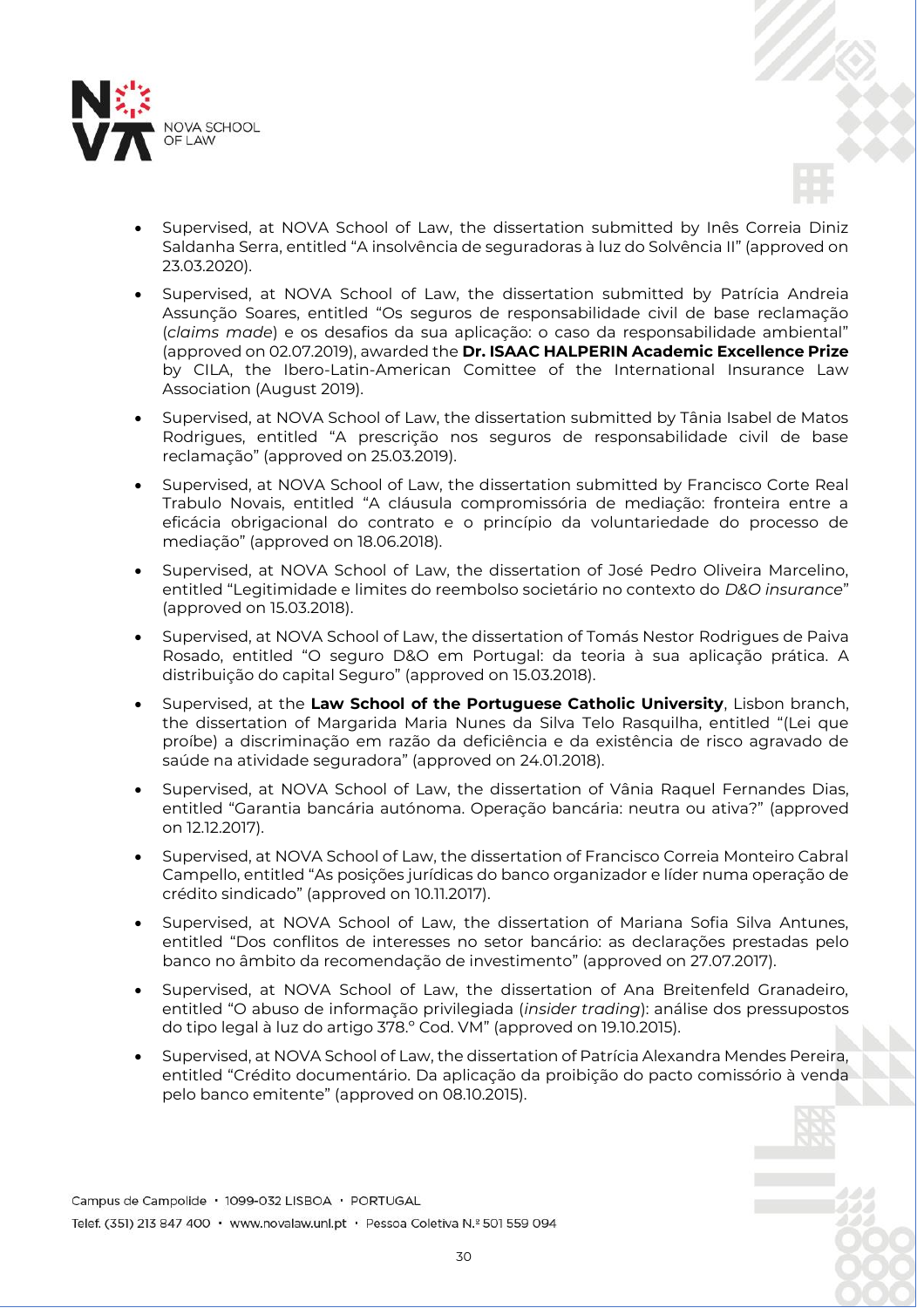- Supervised, at NOVA School of Law, the dissertation submitted by Inês Correia Diniz Saldanha Serra, entitled "A insolvência de seguradoras à luz do Solvência II" (approved on 23.03.2020).
- Supervised, at NOVA School of Law, the dissertation submitted by Patrícia Andreia Assunção Soares, entitled "Os seguros de responsabilidade civil de base reclamação (*claims made*) e os desafios da sua aplicação: o caso da responsabilidade ambiental" (approved on 02.07.2019), awarded the **Dr. ISAAC HALPERIN Academic Excellence Prize** by CILA, the Ibero-Latin-American Comitee of the International Insurance Law Association (August 2019).
- Supervised, at NOVA School of Law, the dissertation submitted by Tânia Isabel de Matos Rodrigues, entitled "A prescrição nos seguros de responsabilidade civil de base reclamação" (approved on 25.03.2019).
- Supervised, at NOVA School of Law, the dissertation submitted by Francisco Corte Real Trabulo Novais, entitled "A cláusula compromissória de mediação: fronteira entre a eficácia obrigacional do contrato e o princípio da voluntariedade do processo de mediação" (approved on 18.06.2018).
- Supervised, at NOVA School of Law, the dissertation of José Pedro Oliveira Marcelino, entitled "Legitimidade e limites do reembolso societário no contexto do *D&O insurance*" (approved on 15.03.2018).
- Supervised, at NOVA School of Law, the dissertation of Tomás Nestor Rodrigues de Paiva Rosado, entitled "O seguro D&O em Portugal: da teoria à sua aplicação prática. A distribuição do capital Seguro" (approved on 15.03.2018).
- Supervised, at the **Law School of the Portuguese Catholic University**, Lisbon branch, the dissertation of Margarida Maria Nunes da Silva Telo Rasquilha, entitled "(Lei que proíbe) a discriminação em razão da deficiência e da existência de risco agravado de saúde na atividade seguradora" (approved on 24.01.2018).
- Supervised, at NOVA School of Law, the dissertation of Vânia Raquel Fernandes Dias, entitled "Garantia bancária autónoma. Operação bancária: neutra ou ativa?" (approved on 12.12.2017).
- Supervised, at NOVA School of Law, the dissertation of Francisco Correia Monteiro Cabral Campello, entitled "As posições jurídicas do banco organizador e líder numa operação de crédito sindicado" (approved on 10.11.2017).
- Supervised, at NOVA School of Law, the dissertation of Mariana Sofia Silva Antunes, entitled "Dos conflitos de interesses no setor bancário: as declarações prestadas pelo banco no âmbito da recomendação de investimento" (approved on 27.07.2017).
- Supervised, at NOVA School of Law, the dissertation of Ana Breitenfeld Granadeiro, entitled "O abuso de informação privilegiada (*insider trading*): análise dos pressupostos do tipo legal à luz do artigo 378.º Cod. VM" (approved on 19.10.2015).
- Supervised, at NOVA School of Law, the dissertation of Patrícia Alexandra Mendes Pereira, entitled "Crédito documentário. Da aplicação da proibição do pacto comissório à venda pelo banco emitente" (approved on 08.10.2015).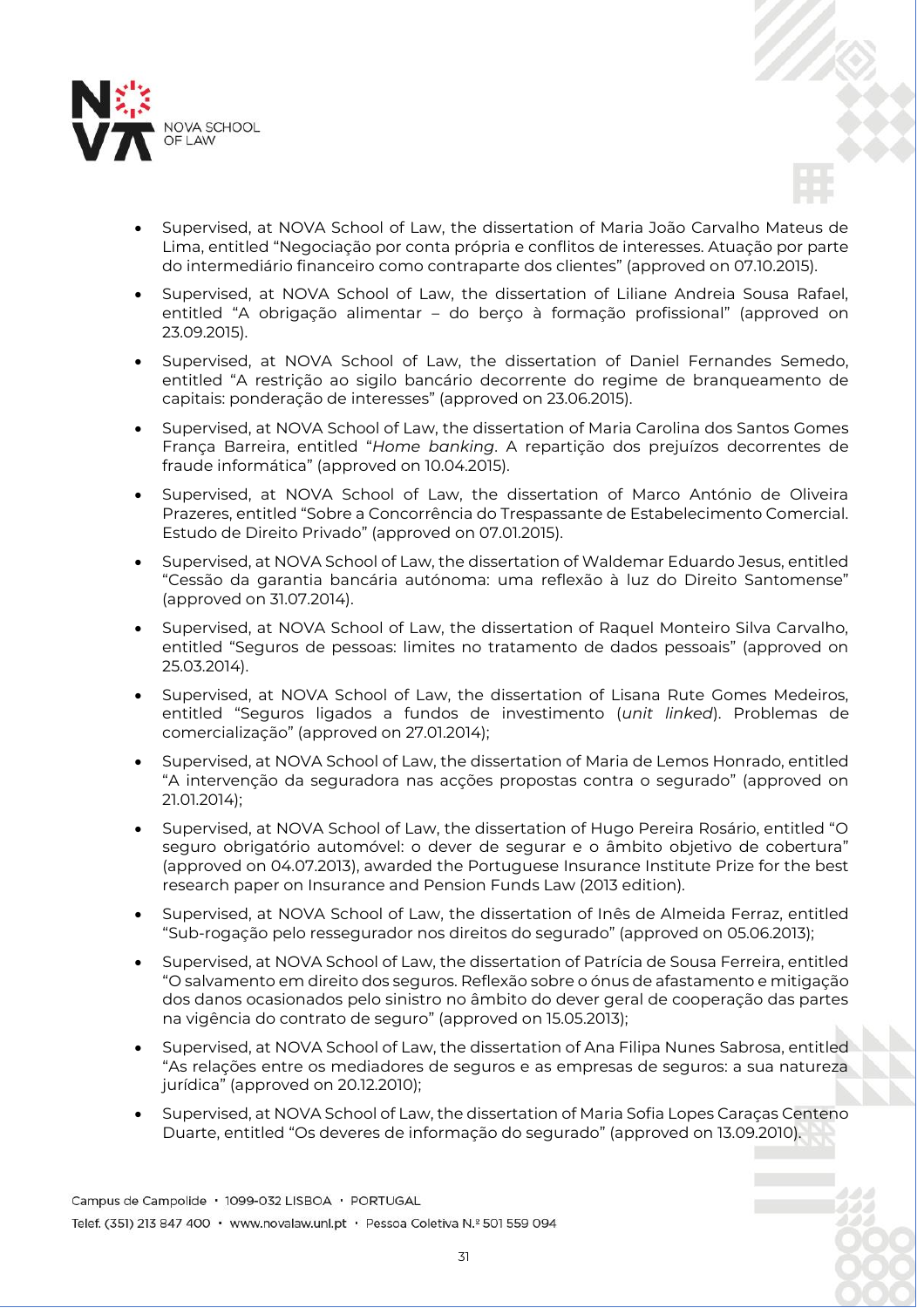- Supervised, at NOVA School of Law, the dissertation of Maria João Carvalho Mateus de Lima, entitled "Negociação por conta própria e conflitos de interesses. Atuação por parte do intermediário financeiro como contraparte dos clientes" (approved on 07.10.2015).
- Supervised, at NOVA School of Law, the dissertation of Liliane Andreia Sousa Rafael, entitled "A obrigação alimentar – do berço à formação profissional" (approved on 23.09.2015).
- Supervised, at NOVA School of Law, the dissertation of Daniel Fernandes Semedo, entitled "A restrição ao sigilo bancário decorrente do regime de branqueamento de capitais: ponderação de interesses" (approved on 23.06.2015).
- Supervised, at NOVA School of Law, the dissertation of Maria Carolina dos Santos Gomes França Barreira, entitled "*Home banking*. A repartição dos prejuízos decorrentes de fraude informática" (approved on 10.04.2015).
- Supervised, at NOVA School of Law, the dissertation of Marco António de Oliveira Prazeres, entitled "Sobre a Concorrência do Trespassante de Estabelecimento Comercial. Estudo de Direito Privado" (approved on 07.01.2015).
- Supervised, at NOVA School of Law, the dissertation of Waldemar Eduardo Jesus, entitled "Cessão da garantia bancária autónoma: uma reflexão à luz do Direito Santomense" (approved on 31.07.2014).
- Supervised, at NOVA School of Law, the dissertation of Raquel Monteiro Silva Carvalho, entitled "Seguros de pessoas: limites no tratamento de dados pessoais" (approved on 25.03.2014).
- Supervised, at NOVA School of Law, the dissertation of Lisana Rute Gomes Medeiros, entitled "Seguros ligados a fundos de investimento (*unit linked*). Problemas de comercialização" (approved on 27.01.2014);
- Supervised, at NOVA School of Law, the dissertation of Maria de Lemos Honrado, entitled "A intervenção da seguradora nas acções propostas contra o segurado" (approved on 21.01.2014);
- Supervised, at NOVA School of Law, the dissertation of Hugo Pereira Rosário, entitled "O seguro obrigatório automóvel: o dever de segurar e o âmbito objetivo de cobertura" (approved on 04.07.2013), awarded the Portuguese Insurance Institute Prize for the best research paper on Insurance and Pension Funds Law (2013 edition).
- Supervised, at NOVA School of Law, the dissertation of Inês de Almeida Ferraz, entitled "Sub-rogação pelo ressegurador nos direitos do segurado" (approved on 05.06.2013);
- Supervised, at NOVA School of Law, the dissertation of Patrícia de Sousa Ferreira, entitled "O salvamento em direito dos seguros. Reflexão sobre o ónus de afastamento e mitigação dos danos ocasionados pelo sinistro no âmbito do dever geral de cooperação das partes na vigência do contrato de seguro" (approved on 15.05.2013);
- Supervised, at NOVA School of Law, the dissertation of Ana Filipa Nunes Sabrosa, entitled "As relações entre os mediadores de seguros e as empresas de seguros: a sua natureza jurídica" (approved on 20.12.2010);
- Supervised, at NOVA School of Law, the dissertation of Maria Sofia Lopes Caraças Centeno Duarte, entitled "Os deveres de informação do segurado" (approved on 13.09.2010).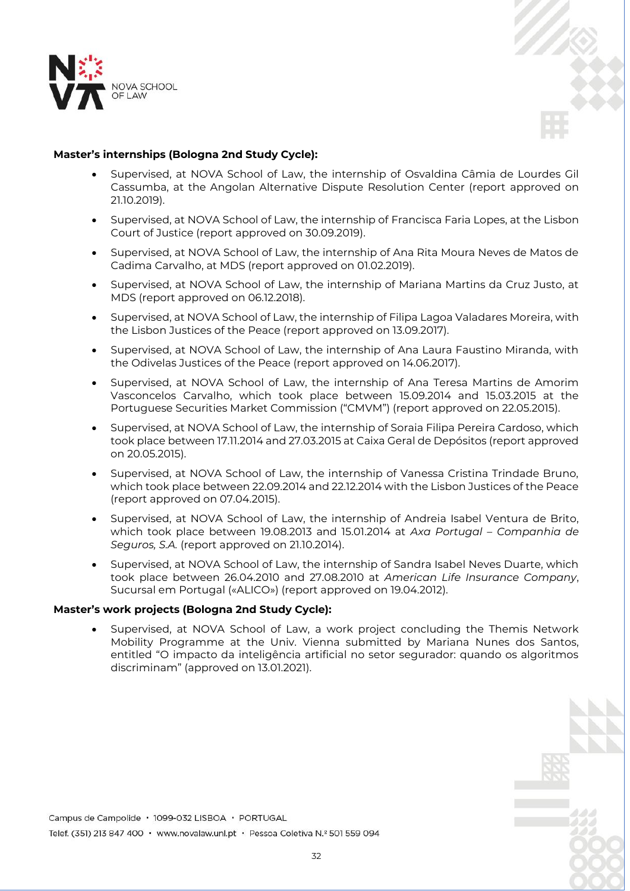**Master's internships (Bologna 2nd Study Cycle):**

- Supervised, at NOVA School of Law, the internship of Osvaldina Câmia de Lourdes Gil Cassumba, at the Angolan Alternative Dispute Resolution Center (report approved on 21.10.2019).
- Supervised, at NOVA School of Law, the internship of Francisca Faria Lopes, at the Lisbon Court of Justice (report approved on 30.09.2019).
- Supervised, at NOVA School of Law, the internship of Ana Rita Moura Neves de Matos de Cadima Carvalho, at MDS (report approved on 01.02.2019).
- Supervised, at NOVA School of Law, the internship of Mariana Martins da Cruz Justo, at MDS (report approved on 06.12.2018).
- Supervised, at NOVA School of Law, the internship of Filipa Lagoa Valadares Moreira, with the Lisbon Justices of the Peace (report approved on 13.09.2017).
- Supervised, at NOVA School of Law, the internship of Ana Laura Faustino Miranda, with the Odivelas Justices of the Peace (report approved on 14.06.2017).
- Supervised, at NOVA School of Law, the internship of Ana Teresa Martins de Amorim Vasconcelos Carvalho, which took place between 15.09.2014 and 15.03.2015 at the Portuguese Securities Market Commission ("CMVM") (report approved on 22.05.2015).
- Supervised, at NOVA School of Law, the internship of Soraia Filipa Pereira Cardoso, which took place between 17.11.2014 and 27.03.2015 at Caixa Geral de Depósitos (report approved on 20.05.2015).
- Supervised, at NOVA School of Law, the internship of Vanessa Cristina Trindade Bruno, which took place between 22.09.2014 and 22.12.2014 with the Lisbon Justices of the Peace (report approved on 07.04.2015).
- Supervised, at NOVA School of Law, the internship of Andreia Isabel Ventura de Brito, which took place between 19.08.2013 and 15.01.2014 at *Axa Portugal – Companhia de Seguros, S.A.* (report approved on 21.10.2014).
- Supervised, at NOVA School of Law, the internship of Sandra Isabel Neves Duarte, which took place between 26.04.2010 and 27.08.2010 at *American Life Insurance Company*, Sucursal em Portugal («ALICO») (report approved on 19.04.2012).

**Master's work projects (Bologna 2nd Study Cycle):**

- Supervised, at NOVA School of Law, a work project concluding the Themis Network Mobility Programme at the Univ. Vienna submitted by Mariana Nunes dos Santos, entitled "O impacto da inteligência artificial no setor segurador: quando os algoritmos discriminam" (approved on 13.01.2021).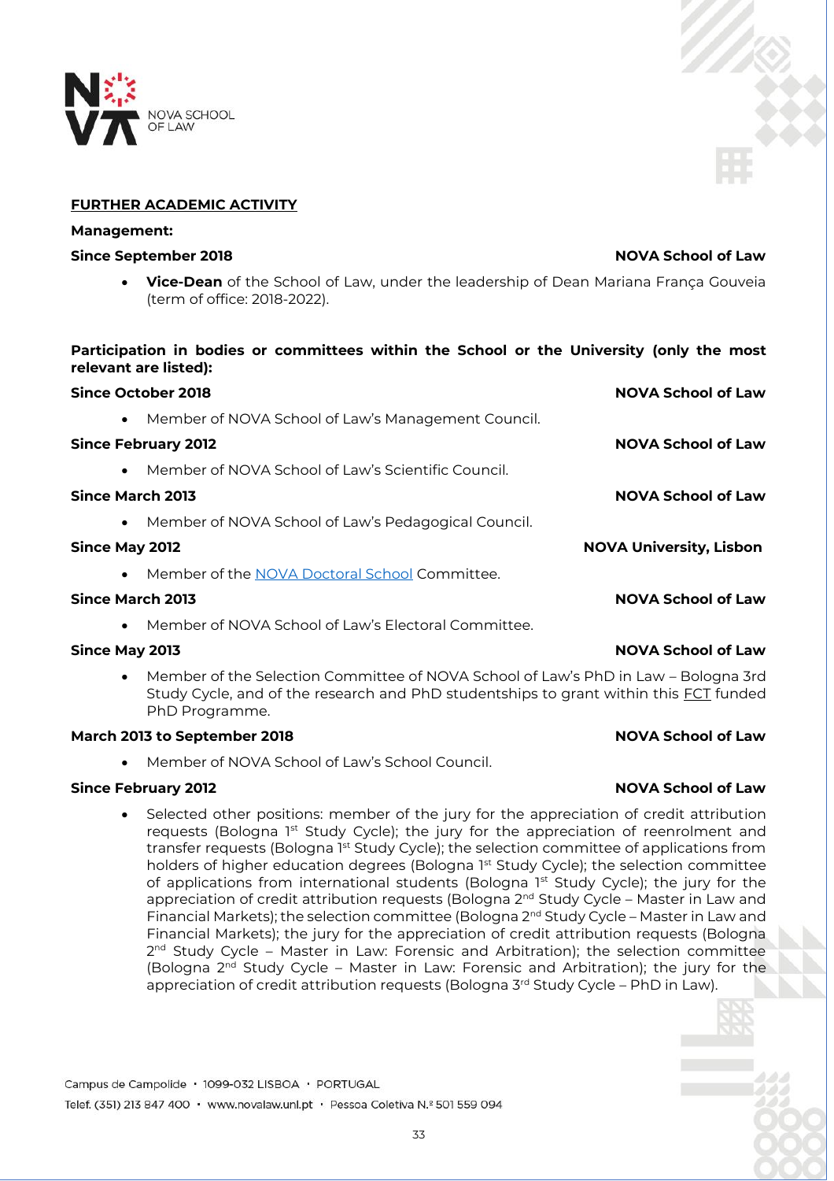## FURTHER ACADEMIC ACTIVITY

**Management:**

**Since September 2018** **NOVA School of Law**

- **Vice-Dean** of the School of Law, under the leadership of Dean Mariana França Gouveia (term of office: 2018-2022).

**Participation in bodies or committees within the School or the University (only the most relevant are listed):**

**Since October 2018** **NOVA School of Law**

- Member of NOVA School of Law's Management Council.

**Since February 2012** **NOVA School of Law**

- Member of NOVA School of Law's Scientific Council.

**Since March 2013** **NOVA School of Law**

- Member of NOVA School of Law's Pedagogical Council.

**Since May 2012** **NOVA University, Lisbon**

- Member of the NOVA Doctoral School Committee.

**Since March 2013** **NOVA School of Law**

- Member of NOVA School of Law's Electoral Committee.

**Since May 2013** **NOVA School of Law**

- Member of the Selection Committee of NOVA School of Law's PhD in Law – Bologna 3rd Study Cycle, and of the research and PhD studentships to grant within this FCT funded PhD Programme.

**March 2013 to September 2018** **NOVA School of Law**

- Member of NOVA School of Law's School Council.

**Since February 2012** **NOVA School of Law**

- Selected other positions: member of the jury for the appreciation of credit attribution requests (Bologna 1st Study Cycle); the jury for the appreciation of reenrolment and transfer requests (Bologna 1st Study Cycle); the selection committee of applications from holders of higher education degrees (Bologna 1st Study Cycle); the selection committee of applications from international students (Bologna 1st Study Cycle); the jury for the appreciation of credit attribution requests (Bologna 2nd Study Cycle – Master in Law and Financial Markets); the selection committee (Bologna 2nd Study Cycle – Master in Law and Financial Markets); the jury for the appreciation of credit attribution requests (Bologna 2nd Study Cycle – Master in Law: Forensic and Arbitration); the selection committee (Bologna 2nd Study Cycle – Master in Law: Forensic and Arbitration); the jury for the appreciation of credit attribution requests (Bologna 3rd Study Cycle – PhD in Law).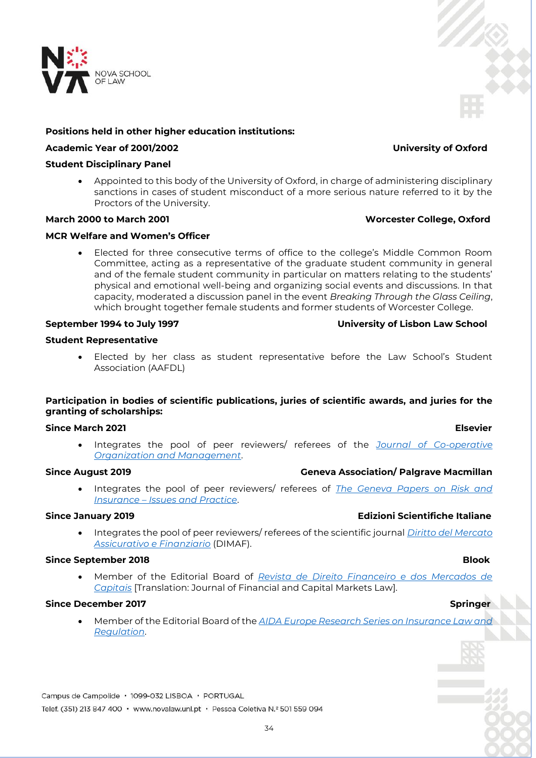**Positions held in other higher education institutions:**

**Academic Year of 2001/2002** **University of Oxford**

**Student Disciplinary Panel**

- Appointed to this body of the University of Oxford, in charge of administering disciplinary sanctions in cases of student misconduct of a more serious nature referred to it by the Proctors of the University.

**March 2000 to March 2001** **Worcester College, Oxford**

**MCR Welfare and Women's Officer**

- Elected for three consecutive terms of office to the college's Middle Common Room Committee, acting as a representative of the graduate student community in general and of the female student community in particular on matters relating to the students' physical and emotional well-being and organizing social events and discussions. In that capacity, moderated a discussion panel in the event *Breaking Through the Glass Ceiling*, which brought together female students and former students of Worcester College.

**September 1994 to July 1997** **University of Lisbon Law School**

**Student Representative**

- Elected by her class as student representative before the Law School's Student Association (AAFDL)

**Participation in bodies of scientific publications, juries of scientific awards, and juries for the granting of scholarships:**

**Since March 2021** **Elsevier**

- Integrates the pool of peer reviewers/ referees of the *Journal of Co-operative Organization and Management*.

**Since August 2019** **Geneva Association/ Palgrave Macmillan**

- Integrates the pool of peer reviewers/ referees of *The Geneva Papers on Risk and Insurance – Issues and Practice*.

**Since January 2019** **Edizioni Scientifiche Italiane**

- Integrates the pool of peer reviewers/ referees of the scientific journal *Diritto del Mercato Assicurativo e Finanziario* (DIMAF).

**Since September 2018** **Blook**

- Member of the Editorial Board of *Revista de Direito Financeiro e dos Mercados de Capitais* [Translation: Journal of Financial and Capital Markets Law].

**Since December 2017** **Springer**

- Member of the Editorial Board of the *AIDA Europe Research Series on Insurance Law and Regulation*.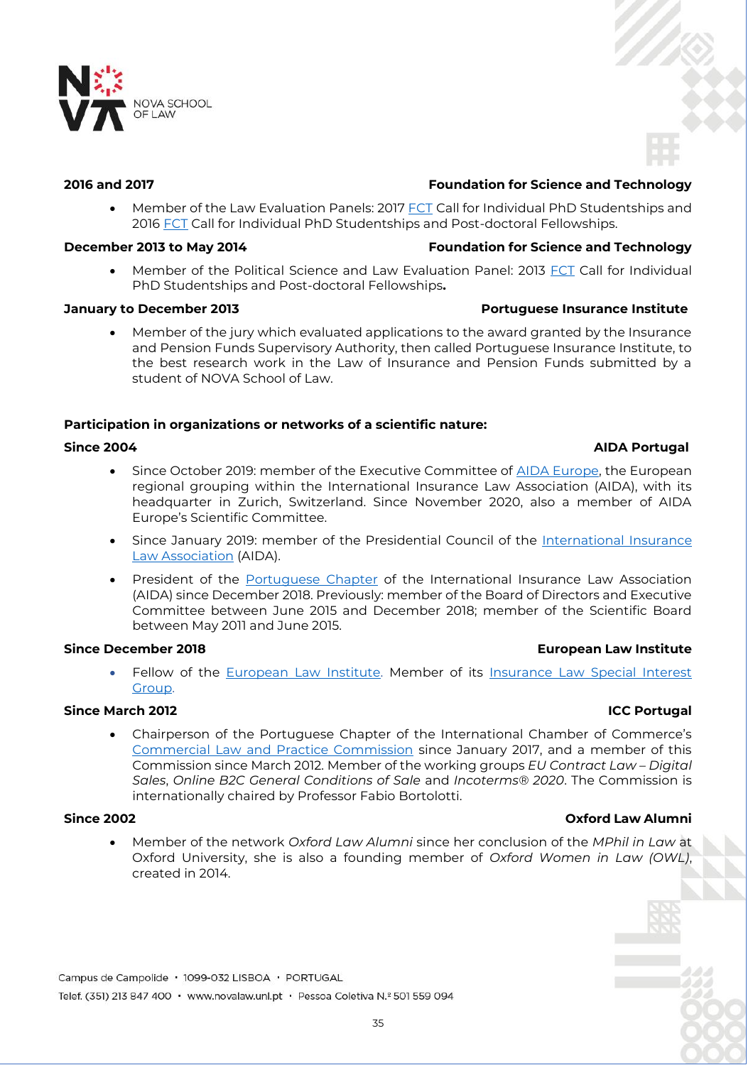**2016 and 2017** **Foundation for Science and Technology**

- Member of the Law Evaluation Panels: 2017 FCT Call for Individual PhD Studentships and 2016 FCT Call for Individual PhD Studentships and Post-doctoral Fellowships.

**December 2013 to May 2014** **Foundation for Science and Technology**

- Member of the Political Science and Law Evaluation Panel: 2013 FCT Call for Individual PhD Studentships and Post-doctoral Fellowships**.**

**January to December 2013** **Portuguese Insurance Institute**

- Member of the jury which evaluated applications to the award granted by the Insurance and Pension Funds Supervisory Authority, then called Portuguese Insurance Institute, to the best research work in the Law of Insurance and Pension Funds submitted by a student of NOVA School of Law.

**Participation in organizations or networks of a scientific nature:**

**Since 2004** **AIDA Portugal**

- Since October 2019: member of the Executive Committee of AIDA Europe, the European regional grouping within the International Insurance Law Association (AIDA), with its headquarter in Zurich, Switzerland. Since November 2020, also a member of AIDA Europe's Scientific Committee.
- Since January 2019: member of the Presidential Council of the International Insurance Law Association (AIDA).
- President of the Portuguese Chapter of the International Insurance Law Association (AIDA) since December 2018. Previously: member of the Board of Directors and Executive Committee between June 2015 and December 2018; member of the Scientific Board between May 2011 and June 2015.

**Since December 2018** **European Law Institute**

- Fellow of the European Law Institute. Member of its Insurance Law Special Interest Group.

**Since March 2012** **ICC Portugal**

- Chairperson of the Portuguese Chapter of the International Chamber of Commerce's Commercial Law and Practice Commission since January 2017, and a member of this Commission since March 2012. Member of the working groups *EU Contract Law – Digital Sales*, *Online B2C General Conditions of Sale* and *Incoterms® 2020*. The Commission is internationally chaired by Professor Fabio Bortolotti.

**Since 2002** **Oxford Law Alumni**

- Member of the network *Oxford Law Alumni* since her conclusion of the *MPhil in Law* at Oxford University, she is also a founding member of *Oxford Women in Law (OWL)*, created in 2014.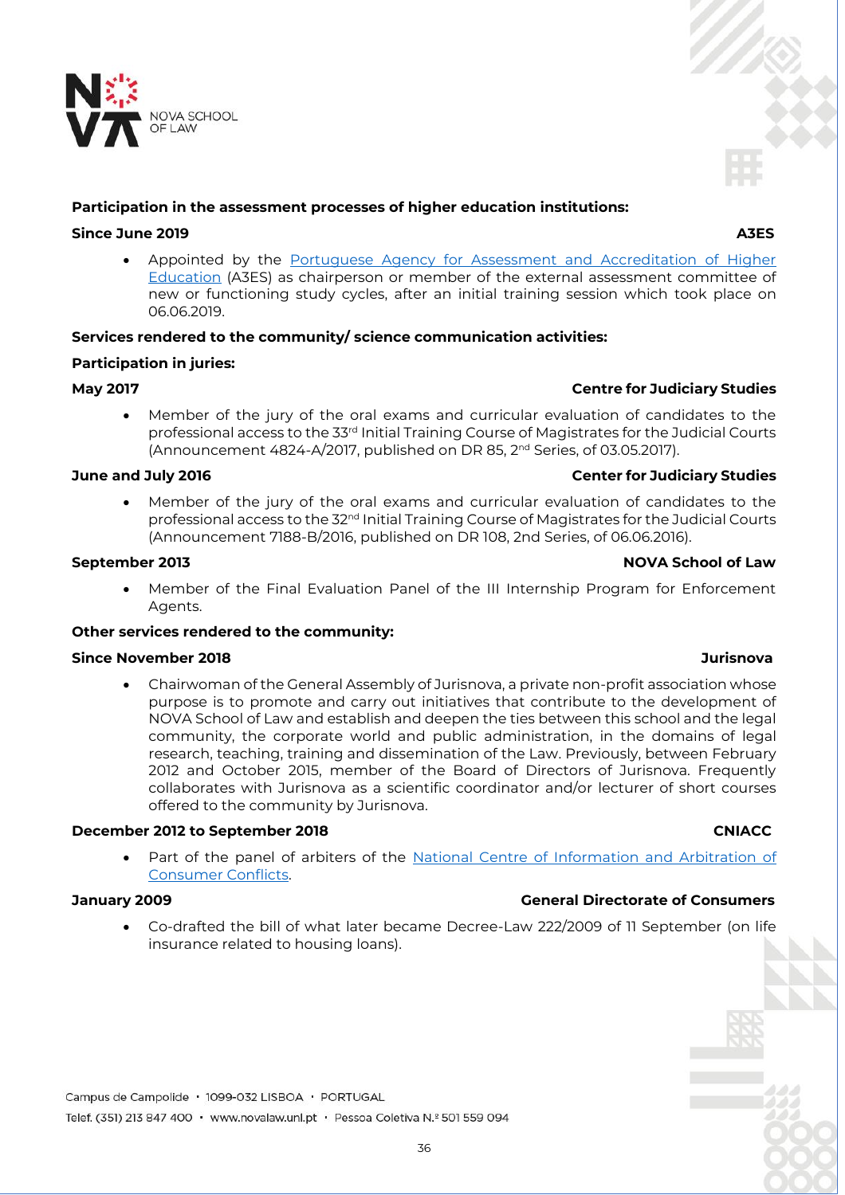**Participation in the assessment processes of higher education institutions:**

**Since June 2019** **A3ES**

- Appointed by the Portuguese Agency for Assessment and Accreditation of Higher Education (A3ES) as chairperson or member of the external assessment committee of new or functioning study cycles, after an initial training session which took place on 06.06.2019.

**Services rendered to the community/ science communication activities:**

**Participation in juries:**

**May 2017** **Centre for Judiciary Studies**

- Member of the jury of the oral exams and curricular evaluation of candidates to the professional access to the 33rd Initial Training Course of Magistrates for the Judicial Courts (Announcement 4824-A/2017, published on DR 85, 2nd Series, of 03.05.2017).

**June and July 2016** **Center for Judiciary Studies**

- Member of the jury of the oral exams and curricular evaluation of candidates to the professional access to the 32nd Initial Training Course of Magistrates for the Judicial Courts (Announcement 7188-B/2016, published on DR 108, 2nd Series, of 06.06.2016).

**September 2013** **NOVA School of Law**

- Member of the Final Evaluation Panel of the III Internship Program for Enforcement Agents.

**Other services rendered to the community:**

**Since November 2018** **Jurisnova**

- Chairwoman of the General Assembly of Jurisnova, a private non-profit association whose purpose is to promote and carry out initiatives that contribute to the development of NOVA School of Law and establish and deepen the ties between this school and the legal community, the corporate world and public administration, in the domains of legal research, teaching, training and dissemination of the Law. Previously, between February 2012 and October 2015, member of the Board of Directors of Jurisnova. Frequently collaborates with Jurisnova as a scientific coordinator and/or lecturer of short courses offered to the community by Jurisnova.

**December 2012 to September 2018** **CNIACC**

- Part of the panel of arbiters of the National Centre of Information and Arbitration of Consumer Conflicts.

**January 2009** **General Directorate of Consumers**

- Co-drafted the bill of what later became Decree-Law 222/2009 of 11 September (on life insurance related to housing loans).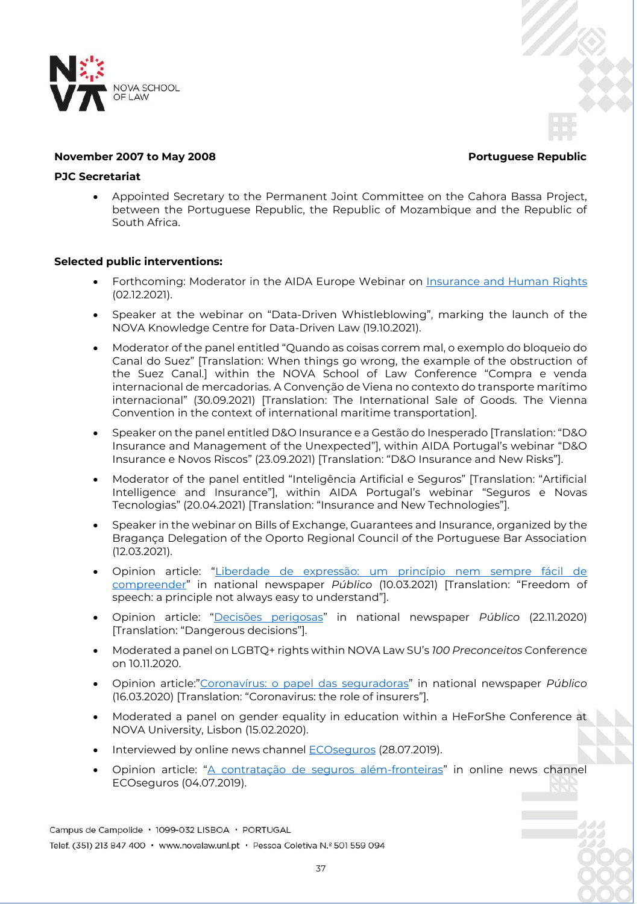**November 2007 to May 2008** **Portuguese Republic**

**PJC Secretariat**

- Appointed Secretary to the Permanent Joint Committee on the Cahora Bassa Project, between the Portuguese Republic, the Republic of Mozambique and the Republic of South Africa.

**Selected public interventions:**

- Forthcoming: Moderator in the AIDA Europe Webinar on Insurance and Human Rights (02.12.2021).
- Speaker at the webinar on "Data-Driven Whistleblowing", marking the launch of the NOVA Knowledge Centre for Data-Driven Law (19.10.2021).
- Moderator of the panel entitled "Quando as coisas correm mal, o exemplo do bloqueio do Canal do Suez" [Translation: When things go wrong, the example of the obstruction of the Suez Canal.] within the NOVA School of Law Conference "Compra e venda internacional de mercadorias. A Convenção de Viena no contexto do transporte marítimo internacional" (30.09.2021) [Translation: The International Sale of Goods. The Vienna Convention in the context of international maritime transportation].
- Speaker on the panel entitled D&O Insurance e a Gestão do Inesperado [Translation: "D&O Insurance and Management of the Unexpected"], within AIDA Portugal's webinar "D&O Insurance e Novos Riscos" (23.09.2021) [Translation: "D&O Insurance and New Risks"].
- Moderator of the panel entitled "Inteligência Artificial e Seguros" [Translation: "Artificial Intelligence and Insurance"], within AIDA Portugal's webinar "Seguros e Novas Tecnologias" (20.04.2021) [Translation: "Insurance and New Technologies"].
- Speaker in the webinar on Bills of Exchange, Guarantees and Insurance, organized by the Bragança Delegation of the Oporto Regional Council of the Portuguese Bar Association (12.03.2021).
- Opinion article: "Liberdade de expressão: um princípio nem sempre fácil de compreender" in national newspaper *Público* (10.03.2021) [Translation: "Freedom of speech: a principle not always easy to understand"].
- Opinion article: "Decisões perigosas" in national newspaper *Público* (22.11.2020) [Translation: "Dangerous decisions"].
- Moderated a panel on LGBTQ+ rights within NOVA Law SU's *100 Preconceitos* Conference on 10.11.2020.
- Opinion article:"Coronavírus: o papel das seguradoras" in national newspaper *Público* (16.03.2020) [Translation: "Coronavirus: the role of insurers"].
- Moderated a panel on gender equality in education within a HeForShe Conference at NOVA University, Lisbon (15.02.2020).
- Interviewed by online news channel ECOseguros (28.07.2019).
- Opinion article: "A contratação de seguros além-fronteiras" in online news channel ECOseguros (04.07.2019).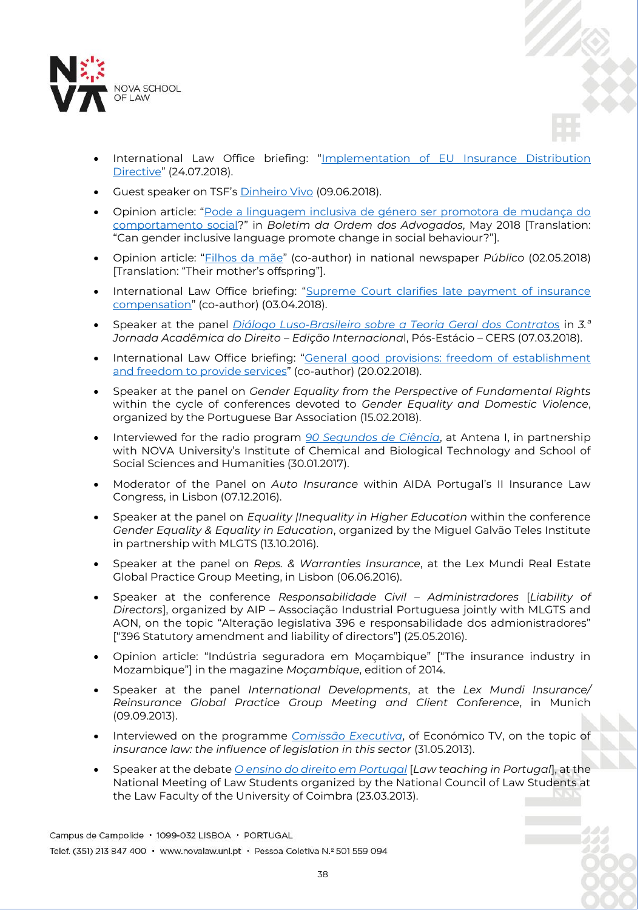- International Law Office briefing: "Implementation of EU Insurance Distribution Directive" (24.07.2018).
- Guest speaker on TSF's Dinheiro Vivo (09.06.2018).
- Opinion article: "Pode a linguagem inclusiva de género ser promotora de mudança do comportamento social?" in *Boletim da Ordem dos Advogados*, May 2018 [Translation: "Can gender inclusive language promote change in social behaviour?"].
- Opinion article: "Filhos da mãe" (co-author) in national newspaper *Público* (02.05.2018) [Translation: "Their mother's offspring"].
- International Law Office briefing: "Supreme Court clarifies late payment of insurance compensation" (co-author) (03.04.2018).
- Speaker at the panel *Diálogo Luso-Brasileiro sobre a Teoria Geral dos Contratos* in *3.ª Jornada Acadêmica do Direito – Edição Internacional*, Pós-Estácio – CERS (07.03.2018).
- International Law Office briefing: "General good provisions: freedom of establishment and freedom to provide services" (co-author) (20.02.2018).
- Speaker at the panel on *Gender Equality from the Perspective of Fundamental Rights* within the cycle of conferences devoted to *Gender Equality and Domestic Violence*, organized by the Portuguese Bar Association (15.02.2018).
- Interviewed for the radio program *90 Segundos de Ciência*, at Antena I, in partnership with NOVA University's Institute of Chemical and Biological Technology and School of Social Sciences and Humanities (30.01.2017).
- Moderator of the Panel on *Auto Insurance* within AIDA Portugal's II Insurance Law Congress, in Lisbon (07.12.2016).
- Speaker at the panel on *Equality |Inequality in Higher Education* within the conference *Gender Equality & Equality in Education*, organized by the Miguel Galvão Teles Institute in partnership with MLGTS (13.10.2016).
- Speaker at the panel on *Reps. & Warranties Insurance*, at the Lex Mundi Real Estate Global Practice Group Meeting, in Lisbon (06.06.2016).
- Speaker at the conference *Responsabilidade Civil – Administradores* [*Liability of Directors*], organized by AIP – Associação Industrial Portuguesa jointly with MLGTS and AON, on the topic "Alteração legislativa 396 e responsabilidade dos admionistradores" ["396 Statutory amendment and liability of directors"] (25.05.2016).
- Opinion article: "Indústria seguradora em Moçambique" ["The insurance industry in Mozambique"] in the magazine *Moçambique*, edition of 2014.
- Speaker at the panel *International Developments*, at the *Lex Mundi Insurance/ Reinsurance Global Practice Group Meeting and Client Conference*, in Munich (09.09.2013).
- Interviewed on the programme *Comissão Executiva*, of Económico TV, on the topic of *insurance law: the influence of legislation in this sector* (31.05.2013).
- Speaker at the debate *O ensino do direito em Portugal* [*Law teaching in Portugal*], at the National Meeting of Law Students organized by the National Council of Law Students at the Law Faculty of the University of Coimbra (23.03.2013).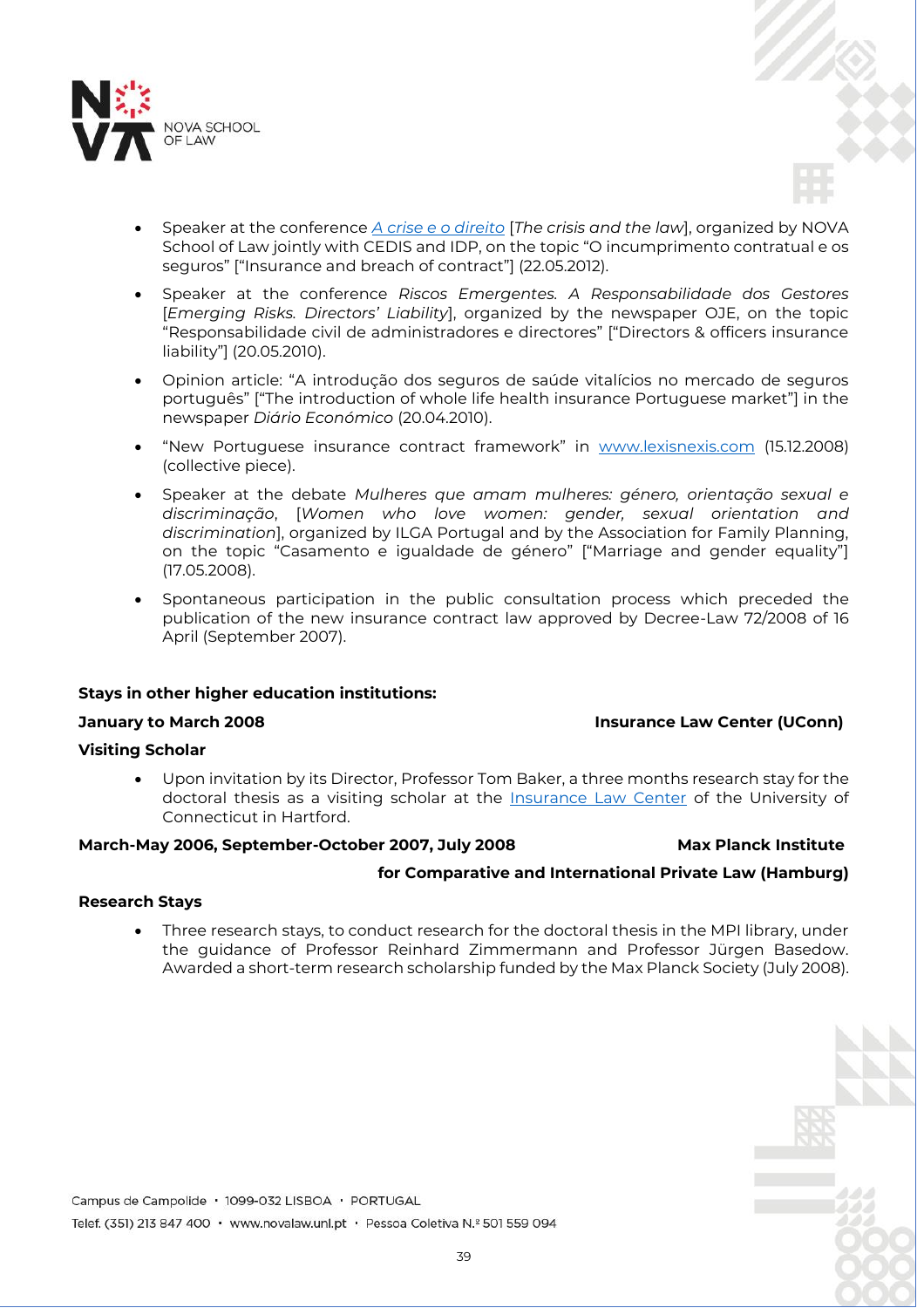- Speaker at the conference [*A crise e o direito*] [*The crisis and the law*], organized by NOVA School of Law jointly with CEDIS and IDP, on the topic "O incumprimento contratual e os seguros" ["Insurance and breach of contract"] (22.05.2012).
- Speaker at the conference *Riscos Emergentes. A Responsabilidade dos Gestores* [*Emerging Risks. Directors' Liability*], organized by the newspaper OJE, on the topic "Responsabilidade civil de administradores e directores" ["Directors & officers insurance liability"] (20.05.2010).
- Opinion article: "A introdução dos seguros de saúde vitalícios no mercado de seguros português" ["The introduction of whole life health insurance Portuguese market"] in the newspaper *Diário Económico* (20.04.2010).
- "New Portuguese insurance contract framework" in www.lexisnexis.com (15.12.2008) (collective piece).
- Speaker at the debate *Mulheres que amam mulheres: género, orientação sexual e discriminação*, [*Women who love women: gender, sexual orientation and discrimination*], organized by ILGA Portugal and by the Association for Family Planning, on the topic "Casamento e igualdade de género" ["Marriage and gender equality"] (17.05.2008).
- Spontaneous participation in the public consultation process which preceded the publication of the new insurance contract law approved by Decree-Law 72/2008 of 16 April (September 2007).

**Stays in other higher education institutions:**

**January to March 2008** — **Insurance Law Center (UConn)**

**Visiting Scholar**

- Upon invitation by its Director, Professor Tom Baker, a three months research stay for the doctoral thesis as a visiting scholar at the Insurance Law Center of the University of Connecticut in Hartford.

**March-May 2006, September-October 2007, July 2008** — **Max Planck Institute for Comparative and International Private Law (Hamburg)**

**Research Stays**

- Three research stays, to conduct research for the doctoral thesis in the MPI library, under the guidance of Professor Reinhard Zimmermann and Professor Jürgen Basedow. Awarded a short-term research scholarship funded by the Max Planck Society (July 2008).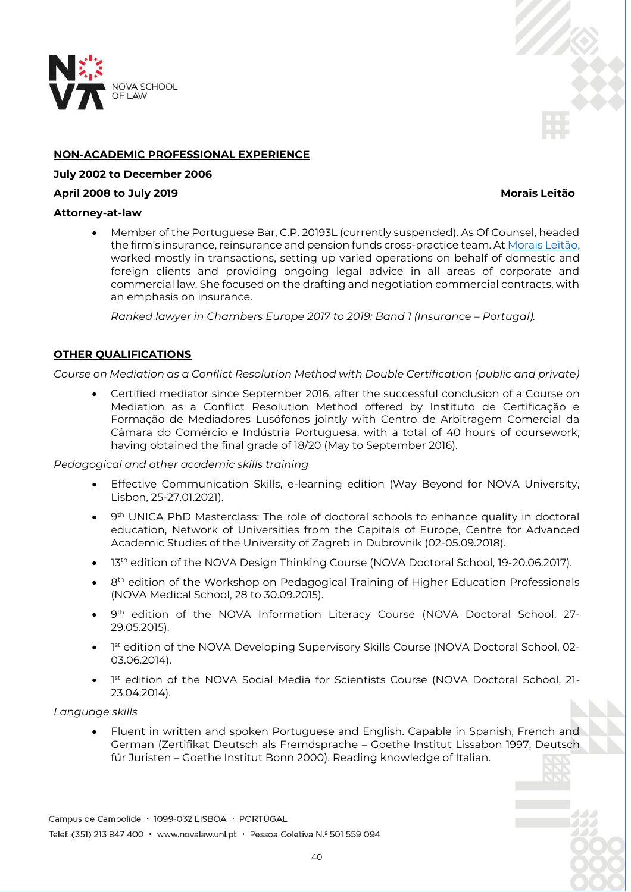## NON-ACADEMIC PROFESSIONAL EXPERIENCE

**July 2002 to December 2006**

**April 2008 to July 2019** **Morais Leitão**

**Attorney-at-law**

- Member of the Portuguese Bar, C.P. 20193L (currently suspended). As Of Counsel, headed the firm's insurance, reinsurance and pension funds cross-practice team. At Morais Leitão, worked mostly in transactions, setting up varied operations on behalf of domestic and foreign clients and providing ongoing legal advice in all areas of corporate and commercial law. She focused on the drafting and negotiation commercial contracts, with an emphasis on insurance.

  *Ranked lawyer in Chambers Europe 2017 to 2019: Band 1 (Insurance – Portugal).*

## OTHER QUALIFICATIONS

*Course on Mediation as a Conflict Resolution Method with Double Certification (public and private)*

- Certified mediator since September 2016, after the successful conclusion of a Course on Mediation as a Conflict Resolution Method offered by Instituto de Certificação e Formação de Mediadores Lusófonos jointly with Centro de Arbitragem Comercial da Câmara do Comércio e Indústria Portuguesa, with a total of 40 hours of coursework, having obtained the final grade of 18/20 (May to September 2016).

*Pedagogical and other academic skills training*

- Effective Communication Skills, e-learning edition (Way Beyond for NOVA University, Lisbon, 25-27.01.2021).
- 9th UNICA PhD Masterclass: The role of doctoral schools to enhance quality in doctoral education, Network of Universities from the Capitals of Europe, Centre for Advanced Academic Studies of the University of Zagreb in Dubrovnik (02-05.09.2018).
- 13th edition of the NOVA Design Thinking Course (NOVA Doctoral School, 19-20.06.2017).
- 8th edition of the Workshop on Pedagogical Training of Higher Education Professionals (NOVA Medical School, 28 to 30.09.2015).
- 9th edition of the NOVA Information Literacy Course (NOVA Doctoral School, 27-29.05.2015).
- 1st edition of the NOVA Developing Supervisory Skills Course (NOVA Doctoral School, 02-03.06.2014).
- 1st edition of the NOVA Social Media for Scientists Course (NOVA Doctoral School, 21-23.04.2014).

*Language skills*

- Fluent in written and spoken Portuguese and English. Capable in Spanish, French and German (Zertifikat Deutsch als Fremdsprache – Goethe Institut Lissabon 1997; Deutsch für Juristen – Goethe Institut Bonn 2000). Reading knowledge of Italian.